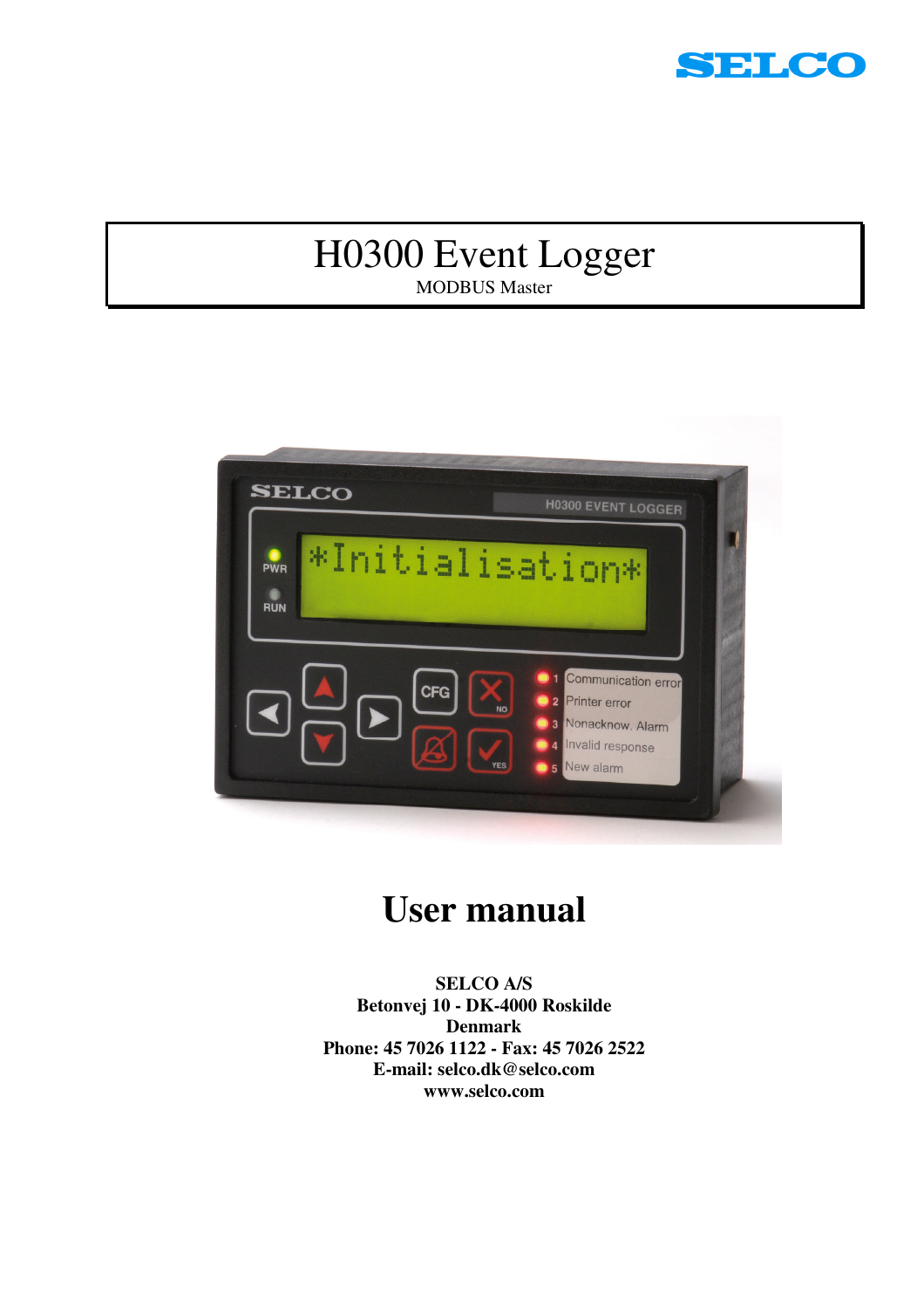SELCO

# H0300 Event Logger

MODBUS Master

# User manual

**SELCO A/S**
**Betonvej 10 - DK-4000 Roskilde**
**Denmark**
**Phone: 45 7026 1122 - Fax: 45 7026 2522**
**E-mail: selco.dk@selco.com**
**www.selco.com**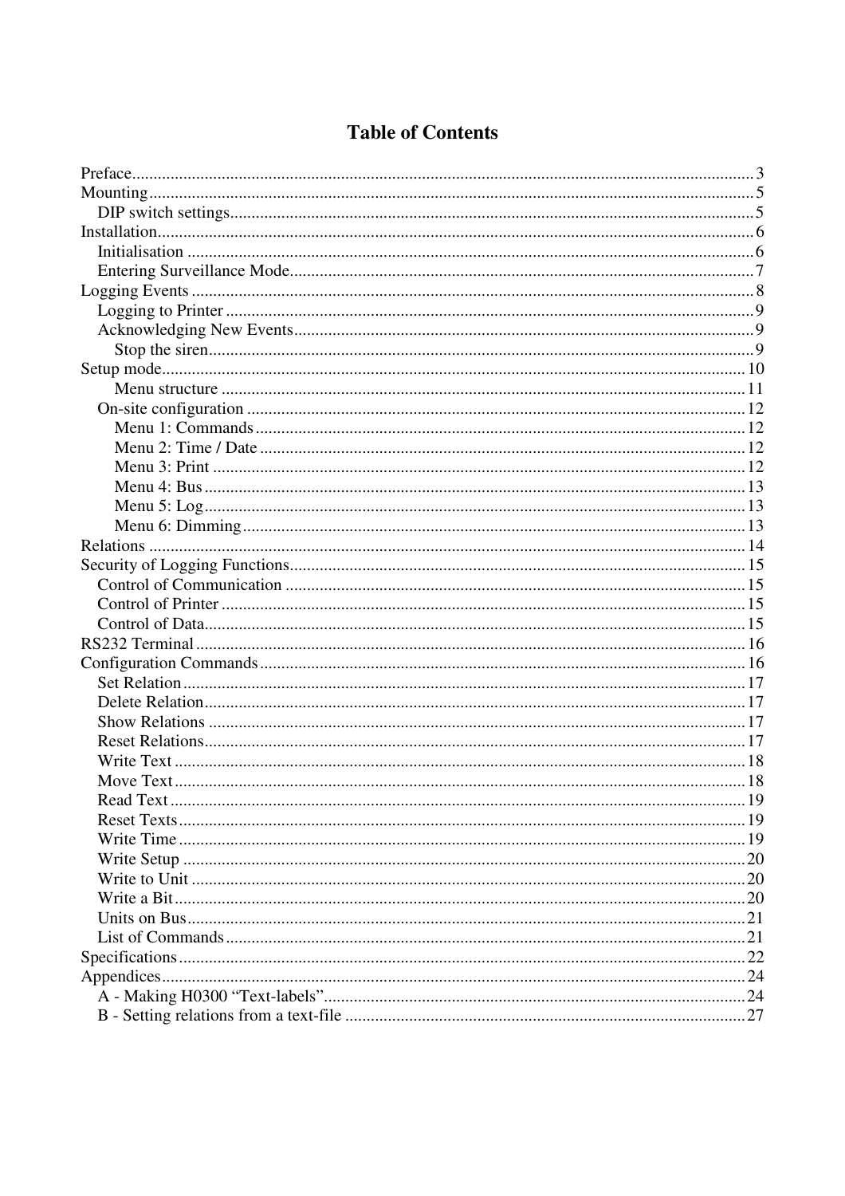# Table of Contents

- Preface ... 3
- Mounting ... 5
  - DIP switch settings ... 5
- Installation ... 6
  - Initialisation ... 6
  - Entering Surveillance Mode ... 7
- Logging Events ... 8
  - Logging to Printer ... 9
  - Acknowledging New Events ... 9
    - Stop the siren ... 9
- Setup mode ... 10
    - Menu structure ... 11
  - On-site configuration ... 12
    - Menu 1: Commands ... 12
    - Menu 2: Time / Date ... 12
    - Menu 3: Print ... 12
    - Menu 4: Bus ... 13
    - Menu 5: Log ... 13
    - Menu 6: Dimming ... 13
- Relations ... 14
- Security of Logging Functions ... 15
  - Control of Communication ... 15
  - Control of Printer ... 15
  - Control of Data ... 15
- RS232 Terminal ... 16
- Configuration Commands ... 16
  - Set Relation ... 17
  - Delete Relation ... 17
  - Show Relations ... 17
  - Reset Relations ... 17
  - Write Text ... 18
  - Move Text ... 18
  - Read Text ... 19
  - Reset Texts ... 19
  - Write Time ... 19
  - Write Setup ... 20
  - Write to Unit ... 20
  - Write a Bit ... 20
  - Units on Bus ... 21
  - List of Commands ... 21
- Specifications ... 22
- Appendices ... 24
  - A - Making H0300 “Text-labels” ... 24
  - B - Setting relations from a text-file ... 27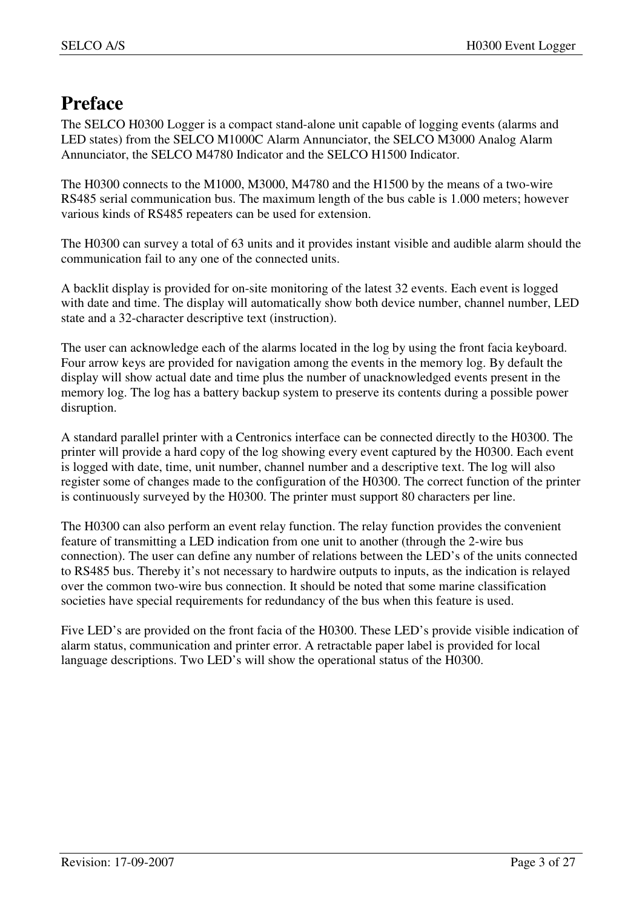# Preface

The SELCO H0300 Logger is a compact stand-alone unit capable of logging events (alarms and LED states) from the SELCO M1000C Alarm Annunciator, the SELCO M3000 Analog Alarm Annunciator, the SELCO M4780 Indicator and the SELCO H1500 Indicator.

The H0300 connects to the M1000, M3000, M4780 and the H1500 by the means of a two-wire RS485 serial communication bus. The maximum length of the bus cable is 1.000 meters; however various kinds of RS485 repeaters can be used for extension.

The H0300 can survey a total of 63 units and it provides instant visible and audible alarm should the communication fail to any one of the connected units.

A backlit display is provided for on-site monitoring of the latest 32 events. Each event is logged with date and time. The display will automatically show both device number, channel number, LED state and a 32-character descriptive text (instruction).

The user can acknowledge each of the alarms located in the log by using the front facia keyboard. Four arrow keys are provided for navigation among the events in the memory log. By default the display will show actual date and time plus the number of unacknowledged events present in the memory log. The log has a battery backup system to preserve its contents during a possible power disruption.

A standard parallel printer with a Centronics interface can be connected directly to the H0300. The printer will provide a hard copy of the log showing every event captured by the H0300. Each event is logged with date, time, unit number, channel number and a descriptive text. The log will also register some of changes made to the configuration of the H0300. The correct function of the printer is continuously surveyed by the H0300. The printer must support 80 characters per line.

The H0300 can also perform an event relay function. The relay function provides the convenient feature of transmitting a LED indication from one unit to another (through the 2-wire bus connection). The user can define any number of relations between the LED's of the units connected to RS485 bus. Thereby it's not necessary to hardwire outputs to inputs, as the indication is relayed over the common two-wire bus connection. It should be noted that some marine classification societies have special requirements for redundancy of the bus when this feature is used.

Five LED's are provided on the front facia of the H0300. These LED's provide visible indication of alarm status, communication and printer error. A retractable paper label is provided for local language descriptions. Two LED's will show the operational status of the H0300.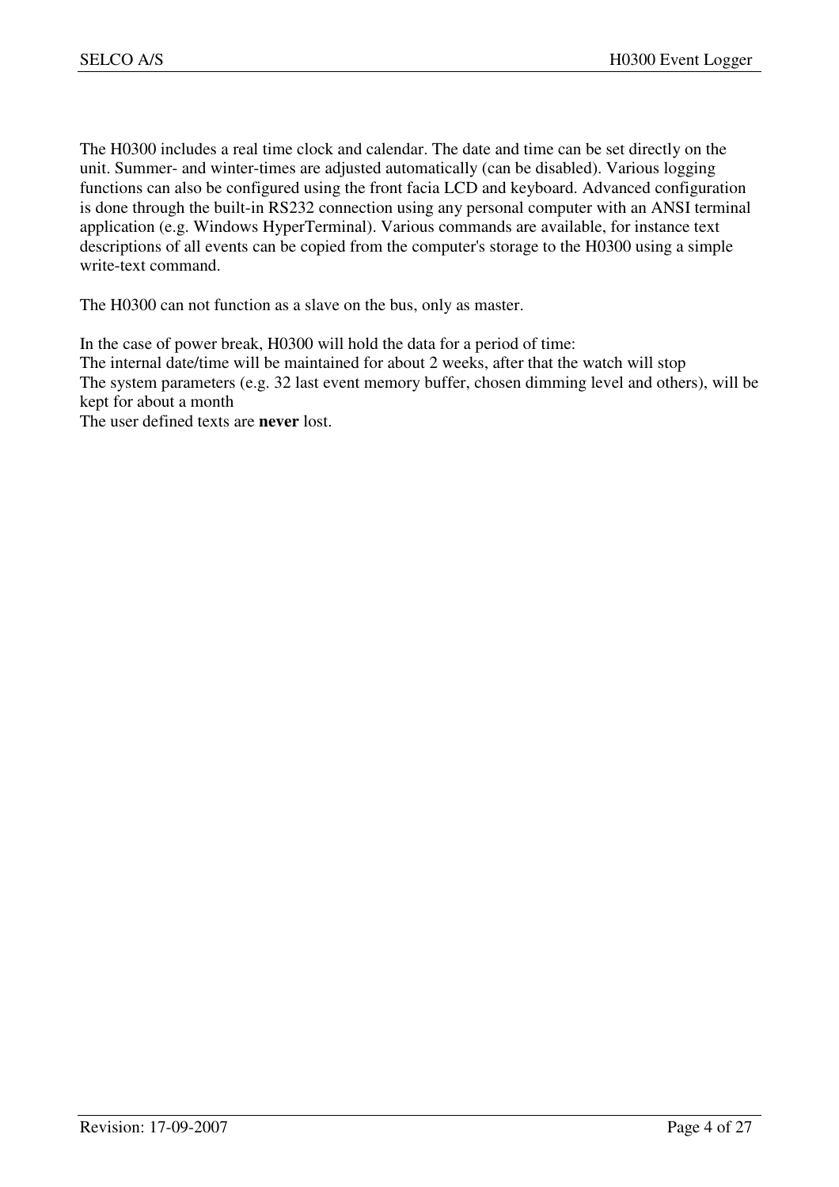The H0300 includes a real time clock and calendar. The date and time can be set directly on the unit. Summer- and winter-times are adjusted automatically (can be disabled). Various logging functions can also be configured using the front facia LCD and keyboard. Advanced configuration is done through the built-in RS232 connection using any personal computer with an ANSI terminal application (e.g. Windows HyperTerminal). Various commands are available, for instance text descriptions of all events can be copied from the computer's storage to the H0300 using a simple write-text command.

The H0300 can not function as a slave on the bus, only as master.

In the case of power break, H0300 will hold the data for a period of time:
The internal date/time will be maintained for about 2 weeks, after that the watch will stop
The system parameters (e.g. 32 last event memory buffer, chosen dimming level and others), will be kept for about a month
The user defined texts are **never** lost.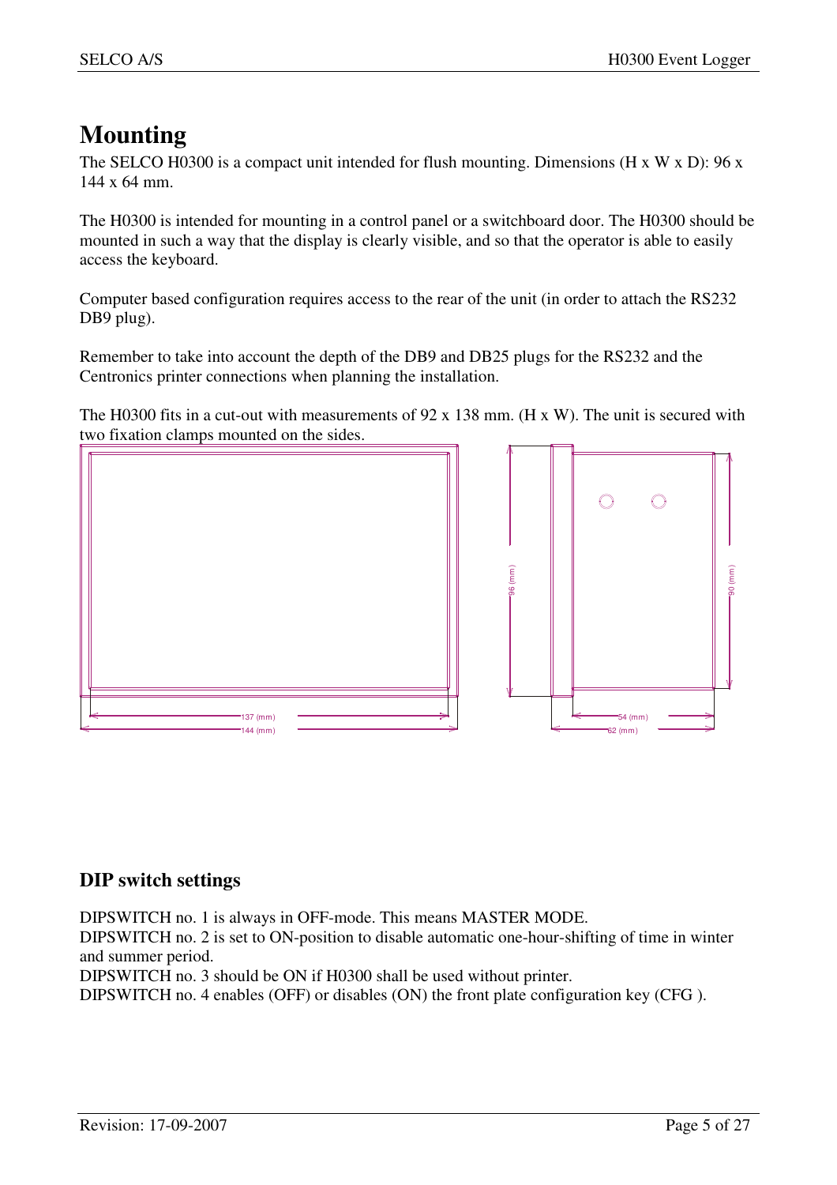# Mounting

The SELCO H0300 is a compact unit intended for flush mounting. Dimensions (H x W x D): 96 x 144 x 64 mm.

The H0300 is intended for mounting in a control panel or a switchboard door. The H0300 should be mounted in such a way that the display is clearly visible, and so that the operator is able to easily access the keyboard.

Computer based configuration requires access to the rear of the unit (in order to attach the RS232 DB9 plug).

Remember to take into account the depth of the DB9 and DB25 plugs for the RS232 and the Centronics printer connections when planning the installation.

The H0300 fits in a cut-out with measurements of 92 x 138 mm. (H x W). The unit is secured with two fixation clamps mounted on the sides.

137 (mm)
144 (mm)
96 (mm)
90 (mm)
54 (mm)
62 (mm)

## DIP switch settings

DIPSWITCH no. 1 is always in OFF-mode. This means MASTER MODE.
DIPSWITCH no. 2 is set to ON-position to disable automatic one-hour-shifting of time in winter and summer period.
DIPSWITCH no. 3 should be ON if H0300 shall be used without printer.
DIPSWITCH no. 4 enables (OFF) or disables (ON) the front plate configuration key (CFG ).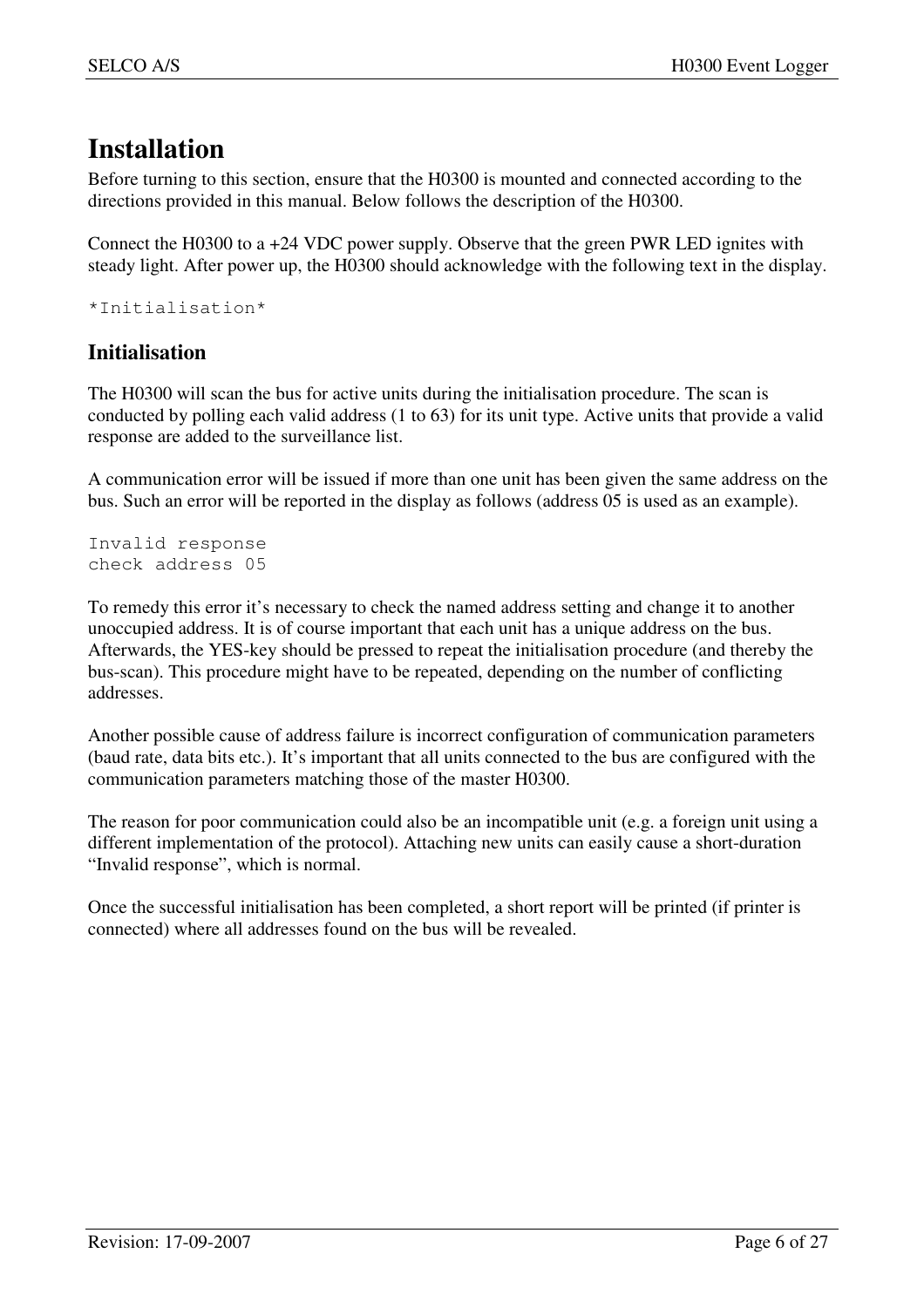# Installation

Before turning to this section, ensure that the H0300 is mounted and connected according to the directions provided in this manual. Below follows the description of the H0300.

Connect the H0300 to a +24 VDC power supply. Observe that the green PWR LED ignites with steady light. After power up, the H0300 should acknowledge with the following text in the display.

```
*Initialisation*
```

## Initialisation

The H0300 will scan the bus for active units during the initialisation procedure. The scan is conducted by polling each valid address (1 to 63) for its unit type. Active units that provide a valid response are added to the surveillance list.

A communication error will be issued if more than one unit has been given the same address on the bus. Such an error will be reported in the display as follows (address 05 is used as an example).

```
Invalid response
check address 05
```

To remedy this error it's necessary to check the named address setting and change it to another unoccupied address. It is of course important that each unit has a unique address on the bus. Afterwards, the YES-key should be pressed to repeat the initialisation procedure (and thereby the bus-scan). This procedure might have to be repeated, depending on the number of conflicting addresses.

Another possible cause of address failure is incorrect configuration of communication parameters (baud rate, data bits etc.). It's important that all units connected to the bus are configured with the communication parameters matching those of the master H0300.

The reason for poor communication could also be an incompatible unit (e.g. a foreign unit using a different implementation of the protocol). Attaching new units can easily cause a short-duration "Invalid response", which is normal.

Once the successful initialisation has been completed, a short report will be printed (if printer is connected) where all addresses found on the bus will be revealed.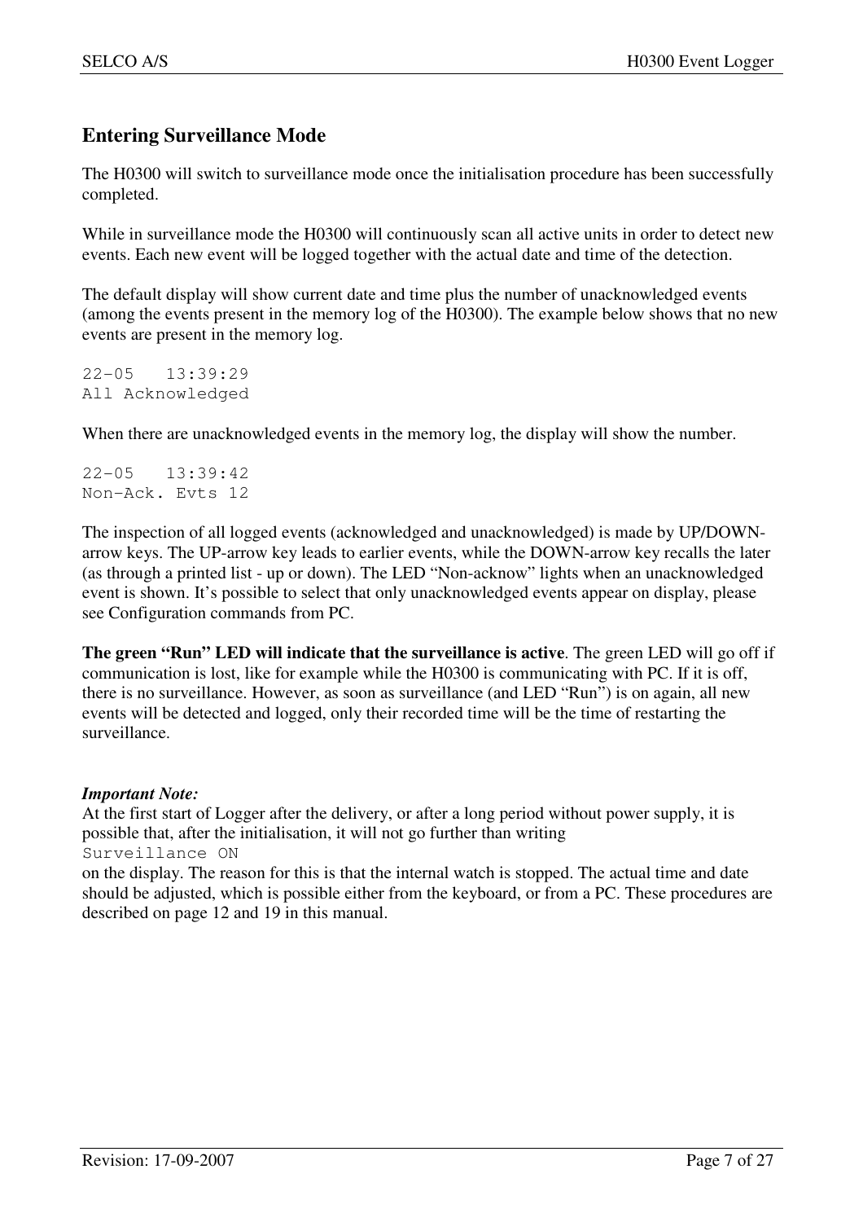## Entering Surveillance Mode

The H0300 will switch to surveillance mode once the initialisation procedure has been successfully completed.

While in surveillance mode the H0300 will continuously scan all active units in order to detect new events. Each new event will be logged together with the actual date and time of the detection.

The default display will show current date and time plus the number of unacknowledged events (among the events present in the memory log of the H0300). The example below shows that no new events are present in the memory log.

```
22-05   13:39:29
All Acknowledged
```

When there are unacknowledged events in the memory log, the display will show the number.

```
22-05   13:39:42
Non-Ack. Evts 12
```

The inspection of all logged events (acknowledged and unacknowledged) is made by UP/DOWN-arrow keys. The UP-arrow key leads to earlier events, while the DOWN-arrow key recalls the later (as through a printed list - up or down). The LED “Non-acknow” lights when an unacknowledged event is shown. It’s possible to select that only unacknowledged events appear on display, please see Configuration commands from PC.

**The green “Run” LED will indicate that the surveillance is active**. The green LED will go off if communication is lost, like for example while the H0300 is communicating with PC. If it is off, there is no surveillance. However, as soon as surveillance (and LED “Run”) is on again, all new events will be detected and logged, only their recorded time will be the time of restarting the surveillance.

***Important Note:***
At the first start of Logger after the delivery, or after a long period without power supply, it is possible that, after the initialisation, it will not go further than writing

```
Surveillance ON
```

on the display. The reason for this is that the internal watch is stopped. The actual time and date should be adjusted, which is possible either from the keyboard, or from a PC. These procedures are described on page 12 and 19 in this manual.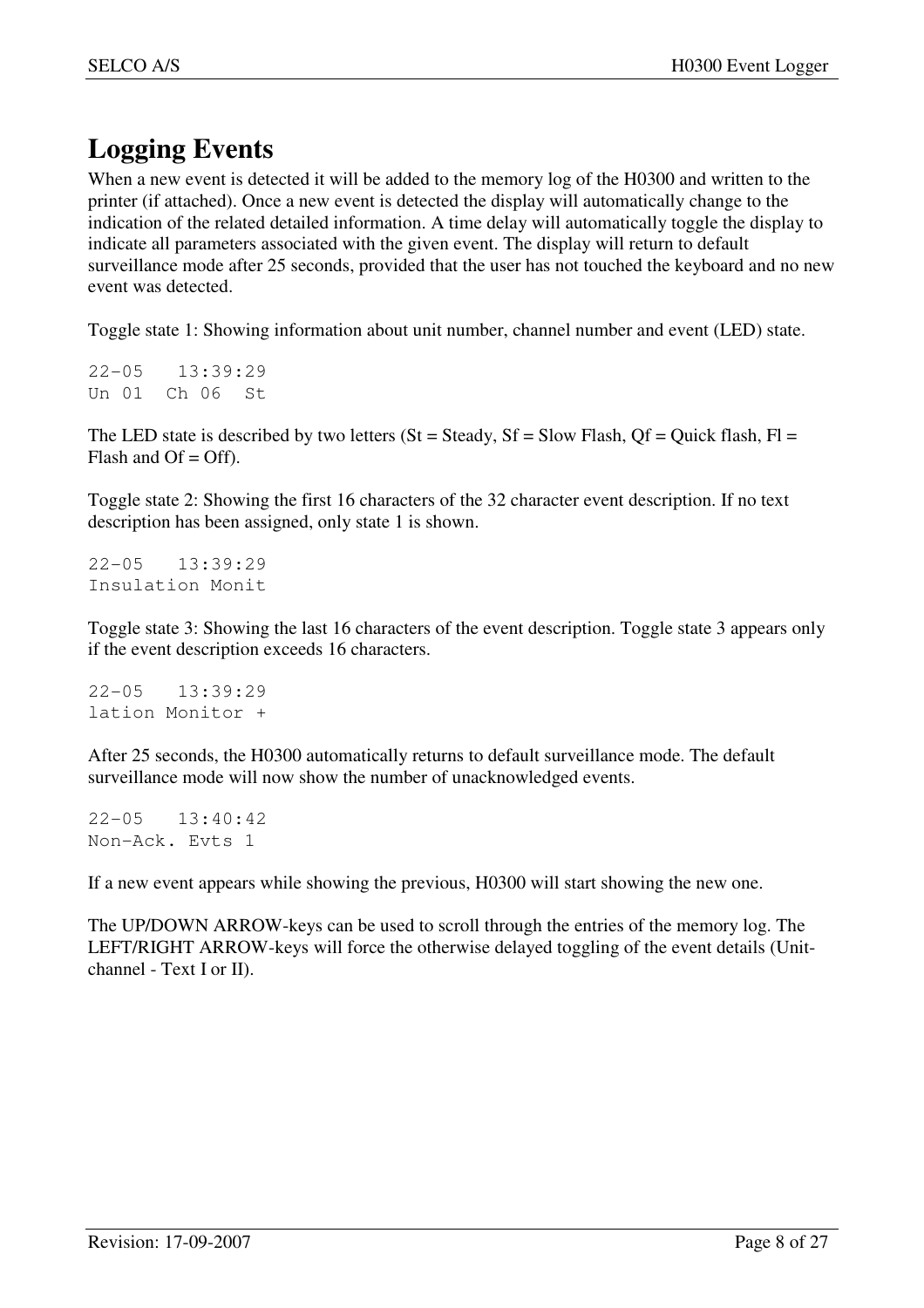# Logging Events

When a new event is detected it will be added to the memory log of the H0300 and written to the printer (if attached). Once a new event is detected the display will automatically change to the indication of the related detailed information. A time delay will automatically toggle the display to indicate all parameters associated with the given event. The display will return to default surveillance mode after 25 seconds, provided that the user has not touched the keyboard and no new event was detected.

Toggle state 1: Showing information about unit number, channel number and event (LED) state.

```
22-05   13:39:29
Un 01  Ch 06  St
```

The LED state is described by two letters (St = Steady, Sf = Slow Flash, Qf = Quick flash, Fl = Flash and Of = Off).

Toggle state 2: Showing the first 16 characters of the 32 character event description. If no text description has been assigned, only state 1 is shown.

```
22-05   13:39:29
Insulation Monit
```

Toggle state 3: Showing the last 16 characters of the event description. Toggle state 3 appears only if the event description exceeds 16 characters.

```
22-05   13:39:29
lation Monitor +
```

After 25 seconds, the H0300 automatically returns to default surveillance mode. The default surveillance mode will now show the number of unacknowledged events.

```
22-05   13:40:42
Non-Ack. Evts 1
```

If a new event appears while showing the previous, H0300 will start showing the new one.

The UP/DOWN ARROW-keys can be used to scroll through the entries of the memory log. The LEFT/RIGHT ARROW-keys will force the otherwise delayed toggling of the event details (Unit-channel - Text I or II).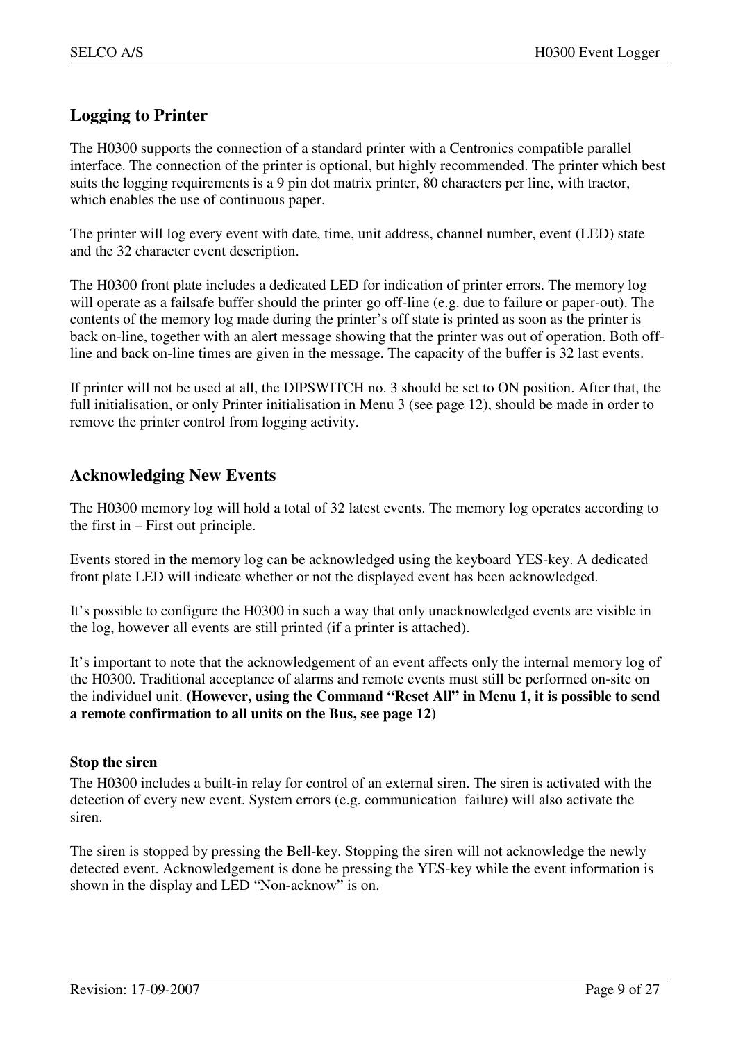## Logging to Printer

The H0300 supports the connection of a standard printer with a Centronics compatible parallel interface. The connection of the printer is optional, but highly recommended. The printer which best suits the logging requirements is a 9 pin dot matrix printer, 80 characters per line, with tractor, which enables the use of continuous paper.

The printer will log every event with date, time, unit address, channel number, event (LED) state and the 32 character event description.

The H0300 front plate includes a dedicated LED for indication of printer errors. The memory log will operate as a failsafe buffer should the printer go off-line (e.g. due to failure or paper-out). The contents of the memory log made during the printer's off state is printed as soon as the printer is back on-line, together with an alert message showing that the printer was out of operation. Both off-line and back on-line times are given in the message. The capacity of the buffer is 32 last events.

If printer will not be used at all, the DIPSWITCH no. 3 should be set to ON position. After that, the full initialisation, or only Printer initialisation in Menu 3 (see page 12), should be made in order to remove the printer control from logging activity.

## Acknowledging New Events

The H0300 memory log will hold a total of 32 latest events. The memory log operates according to the first in – First out principle.

Events stored in the memory log can be acknowledged using the keyboard YES-key. A dedicated front plate LED will indicate whether or not the displayed event has been acknowledged.

It's possible to configure the H0300 in such a way that only unacknowledged events are visible in the log, however all events are still printed (if a printer is attached).

It's important to note that the acknowledgement of an event affects only the internal memory log of the H0300. Traditional acceptance of alarms and remote events must still be performed on-site on the individuel unit. **(However, using the Command "Reset All" in Menu 1, it is possible to send a remote confirmation to all units on the Bus, see page 12)**

### Stop the siren

The H0300 includes a built-in relay for control of an external siren. The siren is activated with the detection of every new event. System errors (e.g. communication failure) will also activate the siren.

The siren is stopped by pressing the Bell-key. Stopping the siren will not acknowledge the newly detected event. Acknowledgement is done be pressing the YES-key while the event information is shown in the display and LED "Non-acknow" is on.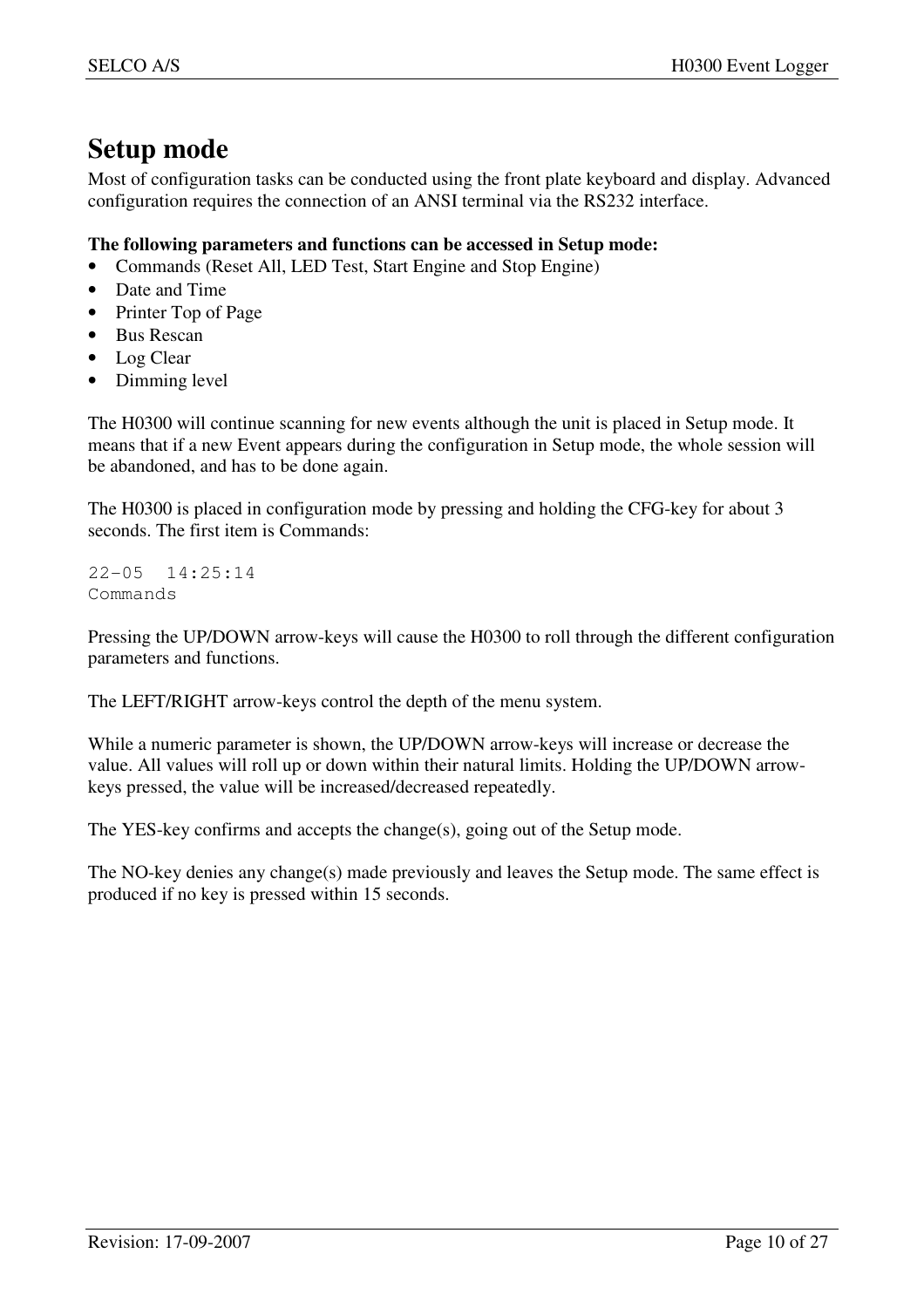# Setup mode

Most of configuration tasks can be conducted using the front plate keyboard and display. Advanced configuration requires the connection of an ANSI terminal via the RS232 interface.

**The following parameters and functions can be accessed in Setup mode:**

- Commands (Reset All, LED Test, Start Engine and Stop Engine)
- Date and Time
- Printer Top of Page
- Bus Rescan
- Log Clear
- Dimming level

The H0300 will continue scanning for new events although the unit is placed in Setup mode. It means that if a new Event appears during the configuration in Setup mode, the whole session will be abandoned, and has to be done again.

The H0300 is placed in configuration mode by pressing and holding the CFG-key for about 3 seconds. The first item is Commands:

```
22-05  14:25:14
Commands
```

Pressing the UP/DOWN arrow-keys will cause the H0300 to roll through the different configuration parameters and functions.

The LEFT/RIGHT arrow-keys control the depth of the menu system.

While a numeric parameter is shown, the UP/DOWN arrow-keys will increase or decrease the value. All values will roll up or down within their natural limits. Holding the UP/DOWN arrow-keys pressed, the value will be increased/decreased repeatedly.

The YES-key confirms and accepts the change(s), going out of the Setup mode.

The NO-key denies any change(s) made previously and leaves the Setup mode. The same effect is produced if no key is pressed within 15 seconds.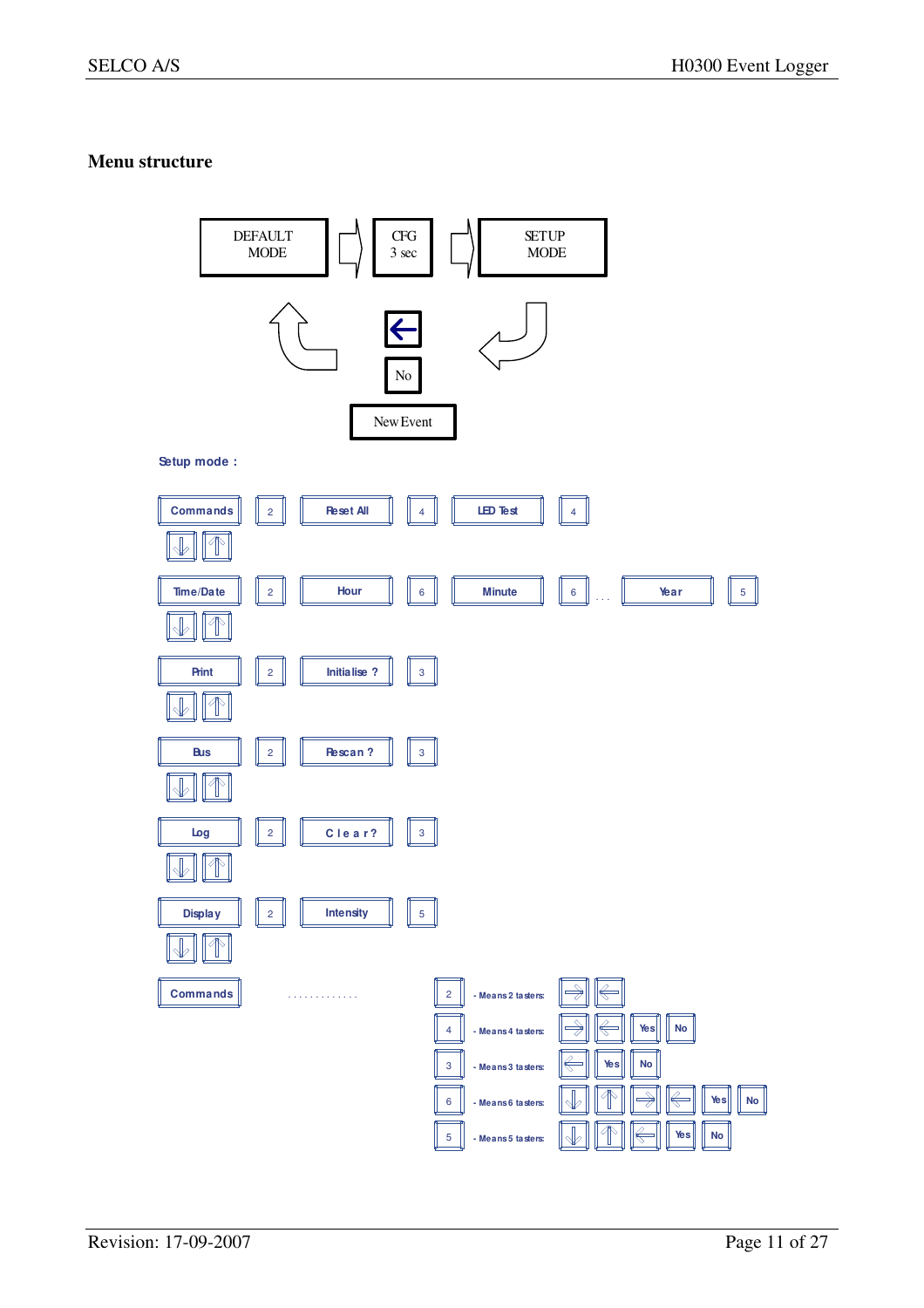## Menu structure

DEFAULT MODE → CFG 3 sec → SETUP MODE

← No

New Event

**Setup mode :**

| | | | | | | | | |
|---|---|---|---|---|---|---|---|---|
| Commands | 2 | Reset All | 4 | LED Test | 4 | | | |
| Time/Date | 2 | Hour | 6 | Minute | 6 | . . . | Year | 5 |
| Print | 2 | Initialise ? | 3 | | | | | |
| Bus | 2 | Rescan ? | 3 | | | | | |
| Log | 2 | C l e a r ? | 3 | | | | | |
| Display | 2 | Intensity | 5 | | | | | |

Commands . . . . . . . . . . . . .

| | | |
|---|---|---|
| 2 | - Means 2 tasters: | → ← |
| 4 | - Means 4 tasters: | → ← Yes No |
| 3 | - Means 3 tasters: | ← Yes No |
| 6 | - Means 6 tasters: | ↓ ↑ → ← Yes No |
| 5 | - Means 5 tasters: | ↓ ↑ ← Yes No |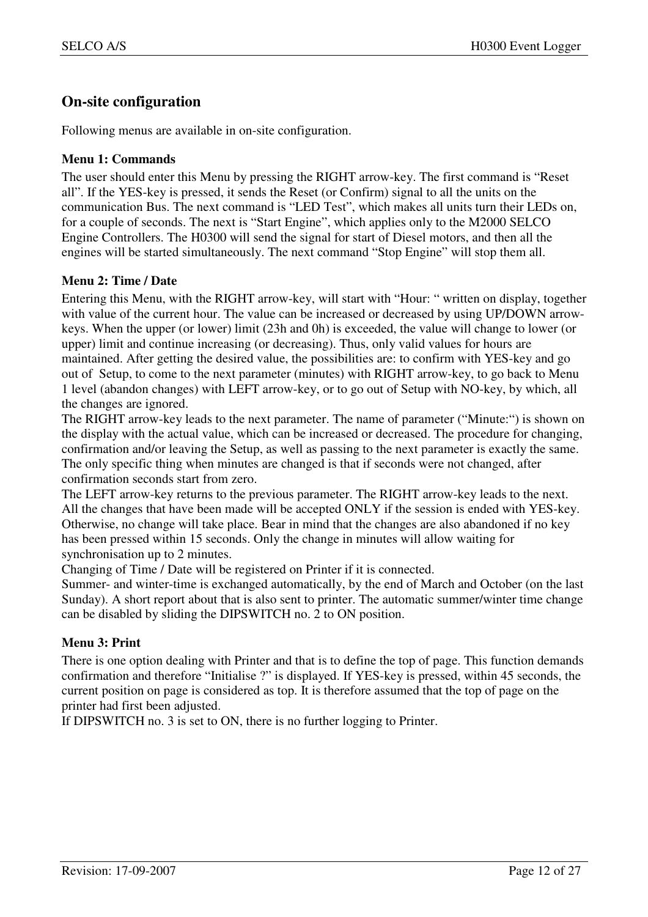## On-site configuration

Following menus are available in on-site configuration.

**Menu 1: Commands**

The user should enter this Menu by pressing the RIGHT arrow-key. The first command is “Reset all”. If the YES-key is pressed, it sends the Reset (or Confirm) signal to all the units on the communication Bus. The next command is “LED Test”, which makes all units turn their LEDs on, for a couple of seconds. The next is “Start Engine”, which applies only to the M2000 SELCO Engine Controllers. The H0300 will send the signal for start of Diesel motors, and then all the engines will be started simultaneously. The next command “Stop Engine” will stop them all.

**Menu 2: Time / Date**

Entering this Menu, with the RIGHT arrow-key, will start with “Hour: “ written on display, together with value of the current hour. The value can be increased or decreased by using UP/DOWN arrow-keys. When the upper (or lower) limit (23h and 0h) is exceeded, the value will change to lower (or upper) limit and continue increasing (or decreasing). Thus, only valid values for hours are maintained. After getting the desired value, the possibilities are: to confirm with YES-key and go out of Setup, to come to the next parameter (minutes) with RIGHT arrow-key, to go back to Menu 1 level (abandon changes) with LEFT arrow-key, or to go out of Setup with NO-key, by which, all the changes are ignored.
The RIGHT arrow-key leads to the next parameter. The name of parameter (“Minute:“) is shown on the display with the actual value, which can be increased or decreased. The procedure for changing, confirmation and/or leaving the Setup, as well as passing to the next parameter is exactly the same. The only specific thing when minutes are changed is that if seconds were not changed, after confirmation seconds start from zero.
The LEFT arrow-key returns to the previous parameter. The RIGHT arrow-key leads to the next. All the changes that have been made will be accepted ONLY if the session is ended with YES-key. Otherwise, no change will take place. Bear in mind that the changes are also abandoned if no key has been pressed within 15 seconds. Only the change in minutes will allow waiting for synchronisation up to 2 minutes.
Changing of Time / Date will be registered on Printer if it is connected.
Summer- and winter-time is exchanged automatically, by the end of March and October (on the last Sunday). A short report about that is also sent to printer. The automatic summer/winter time change can be disabled by sliding the DIPSWITCH no. 2 to ON position.

**Menu 3: Print**

There is one option dealing with Printer and that is to define the top of page. This function demands confirmation and therefore “Initialise ?” is displayed. If YES-key is pressed, within 45 seconds, the current position on page is considered as top. It is therefore assumed that the top of page on the printer had first been adjusted.
If DIPSWITCH no. 3 is set to ON, there is no further logging to Printer.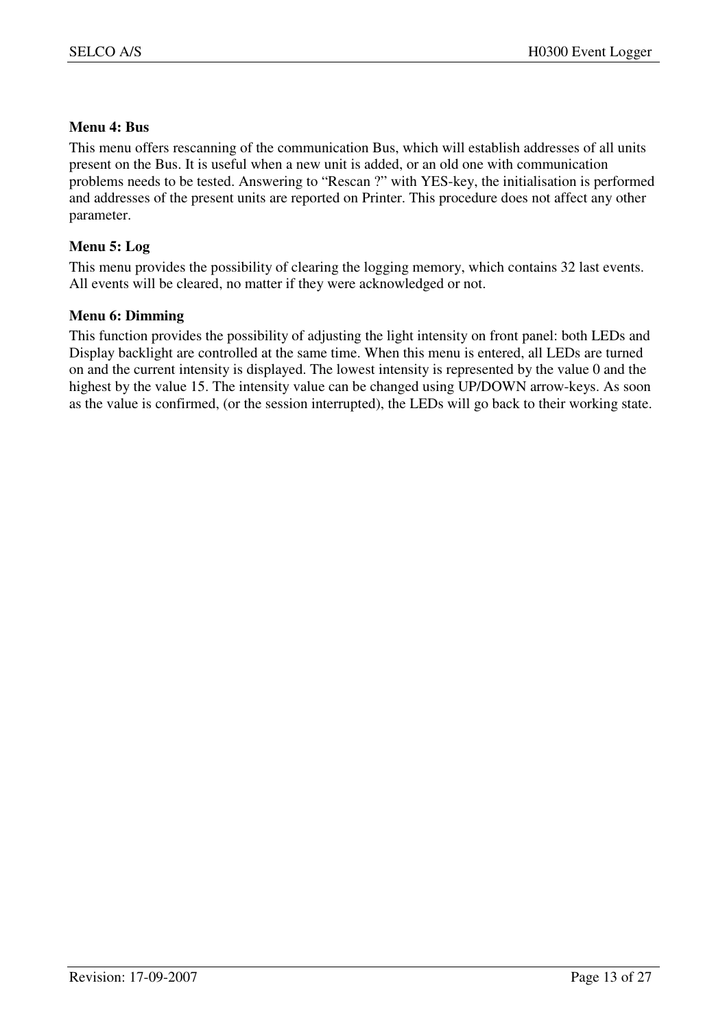**Menu 4: Bus**

This menu offers rescanning of the communication Bus, which will establish addresses of all units present on the Bus. It is useful when a new unit is added, or an old one with communication problems needs to be tested. Answering to “Rescan ?” with YES-key, the initialisation is performed and addresses of the present units are reported on Printer. This procedure does not affect any other parameter.

**Menu 5: Log**

This menu provides the possibility of clearing the logging memory, which contains 32 last events. All events will be cleared, no matter if they were acknowledged or not.

**Menu 6: Dimming**

This function provides the possibility of adjusting the light intensity on front panel: both LEDs and Display backlight are controlled at the same time. When this menu is entered, all LEDs are turned on and the current intensity is displayed. The lowest intensity is represented by the value 0 and the highest by the value 15. The intensity value can be changed using UP/DOWN arrow-keys. As soon as the value is confirmed, (or the session interrupted), the LEDs will go back to their working state.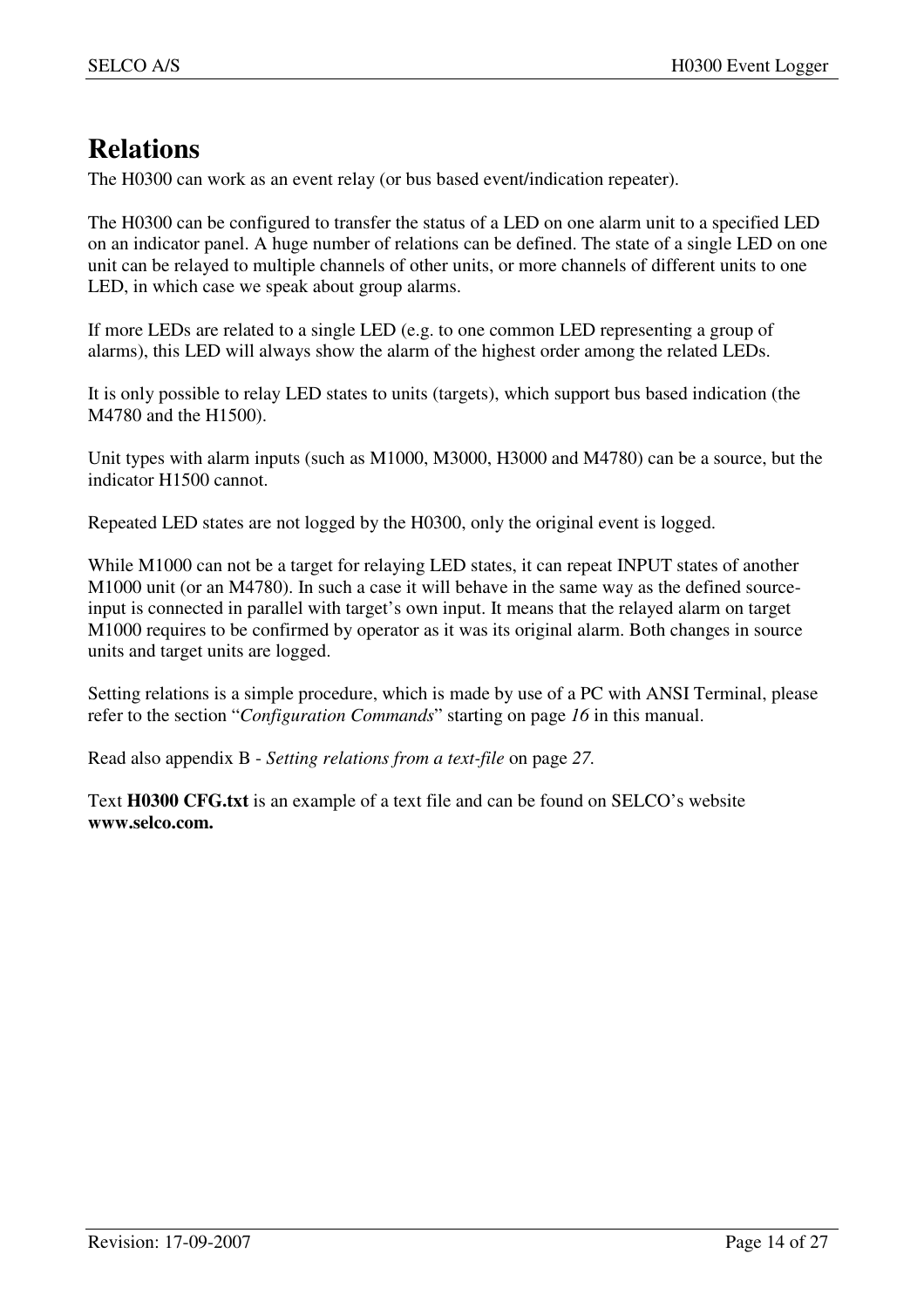# Relations

The H0300 can work as an event relay (or bus based event/indication repeater).

The H0300 can be configured to transfer the status of a LED on one alarm unit to a specified LED on an indicator panel. A huge number of relations can be defined. The state of a single LED on one unit can be relayed to multiple channels of other units, or more channels of different units to one LED, in which case we speak about group alarms.

If more LEDs are related to a single LED (e.g. to one common LED representing a group of alarms), this LED will always show the alarm of the highest order among the related LEDs.

It is only possible to relay LED states to units (targets), which support bus based indication (the M4780 and the H1500).

Unit types with alarm inputs (such as M1000, M3000, H3000 and M4780) can be a source, but the indicator H1500 cannot.

Repeated LED states are not logged by the H0300, only the original event is logged.

While M1000 can not be a target for relaying LED states, it can repeat INPUT states of another M1000 unit (or an M4780). In such a case it will behave in the same way as the defined source-input is connected in parallel with target's own input. It means that the relayed alarm on target M1000 requires to be confirmed by operator as it was its original alarm. Both changes in source units and target units are logged.

Setting relations is a simple procedure, which is made by use of a PC with ANSI Terminal, please refer to the section "*Configuration Commands*" starting on page *16* in this manual.

Read also appendix B - *Setting relations from a text-file* on page *27.*

Text **H0300 CFG.txt** is an example of a text file and can be found on SELCO's website **www.selco.com.**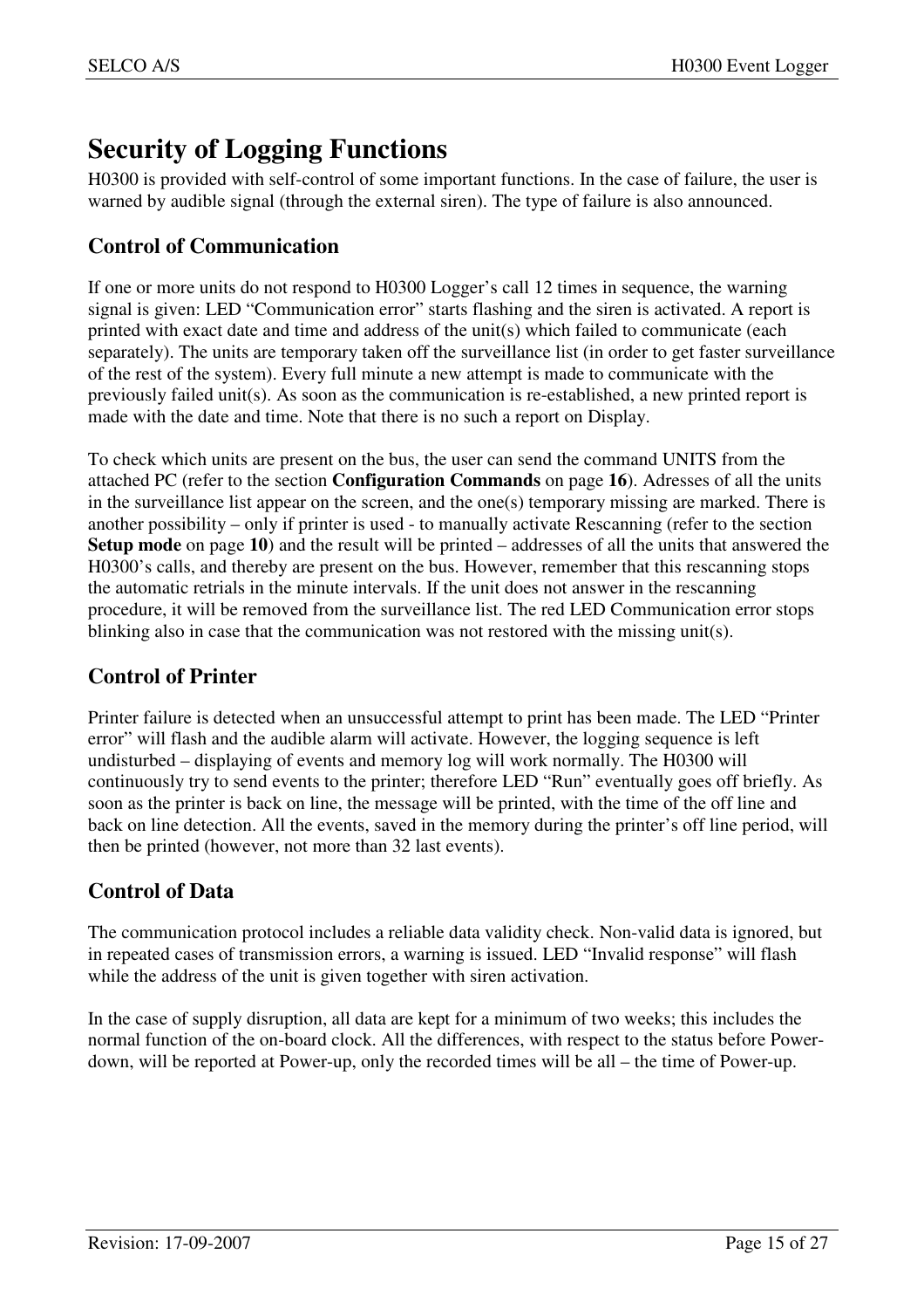# Security of Logging Functions

H0300 is provided with self-control of some important functions. In the case of failure, the user is warned by audible signal (through the external siren). The type of failure is also announced.

## Control of Communication

If one or more units do not respond to H0300 Logger's call 12 times in sequence, the warning signal is given: LED "Communication error" starts flashing and the siren is activated. A report is printed with exact date and time and address of the unit(s) which failed to communicate (each separately). The units are temporary taken off the surveillance list (in order to get faster surveillance of the rest of the system). Every full minute a new attempt is made to communicate with the previously failed unit(s). As soon as the communication is re-established, a new printed report is made with the date and time. Note that there is no such a report on Display.

To check which units are present on the bus, the user can send the command UNITS from the attached PC (refer to the section **Configuration Commands** on page **16**). Adresses of all the units in the surveillance list appear on the screen, and the one(s) temporary missing are marked. There is another possibility – only if printer is used - to manually activate Rescanning (refer to the section **Setup mode** on page **10**) and the result will be printed – addresses of all the units that answered the H0300's calls, and thereby are present on the bus. However, remember that this rescanning stops the automatic retrials in the minute intervals. If the unit does not answer in the rescanning procedure, it will be removed from the surveillance list. The red LED Communication error stops blinking also in case that the communication was not restored with the missing unit(s).

## Control of Printer

Printer failure is detected when an unsuccessful attempt to print has been made. The LED "Printer error" will flash and the audible alarm will activate. However, the logging sequence is left undisturbed – displaying of events and memory log will work normally. The H0300 will continuously try to send events to the printer; therefore LED "Run" eventually goes off briefly. As soon as the printer is back on line, the message will be printed, with the time of the off line and back on line detection. All the events, saved in the memory during the printer's off line period, will then be printed (however, not more than 32 last events).

## Control of Data

The communication protocol includes a reliable data validity check. Non-valid data is ignored, but in repeated cases of transmission errors, a warning is issued. LED "Invalid response" will flash while the address of the unit is given together with siren activation.

In the case of supply disruption, all data are kept for a minimum of two weeks; this includes the normal function of the on-board clock. All the differences, with respect to the status before Power-down, will be reported at Power-up, only the recorded times will be all – the time of Power-up.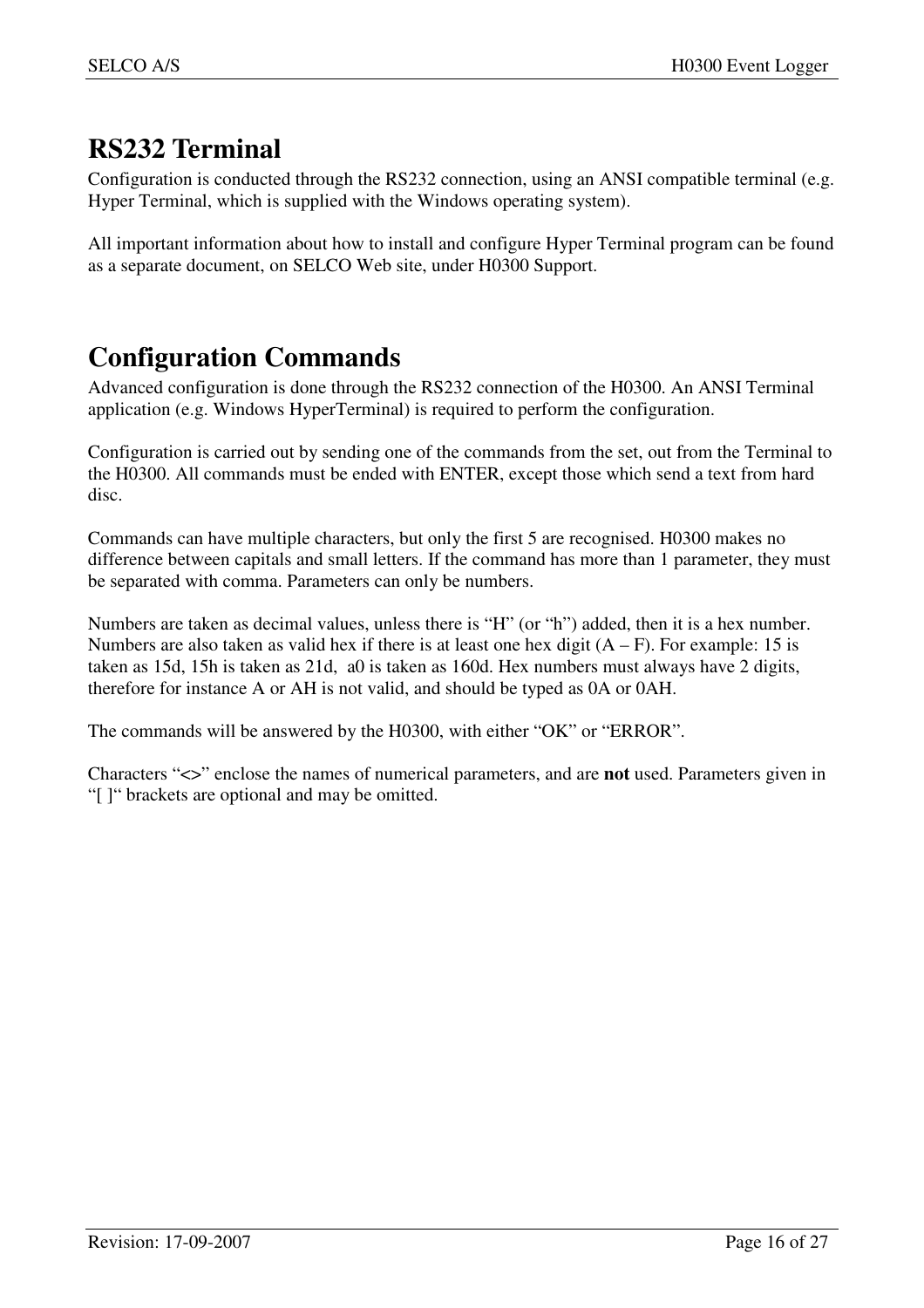# RS232 Terminal

Configuration is conducted through the RS232 connection, using an ANSI compatible terminal (e.g. Hyper Terminal, which is supplied with the Windows operating system).

All important information about how to install and configure Hyper Terminal program can be found as a separate document, on SELCO Web site, under H0300 Support.

# Configuration Commands

Advanced configuration is done through the RS232 connection of the H0300. An ANSI Terminal application (e.g. Windows HyperTerminal) is required to perform the configuration.

Configuration is carried out by sending one of the commands from the set, out from the Terminal to the H0300. All commands must be ended with ENTER, except those which send a text from hard disc.

Commands can have multiple characters, but only the first 5 are recognised. H0300 makes no difference between capitals and small letters. If the command has more than 1 parameter, they must be separated with comma. Parameters can only be numbers.

Numbers are taken as decimal values, unless there is "H" (or "h") added, then it is a hex number. Numbers are also taken as valid hex if there is at least one hex digit (A – F). For example: 15 is taken as 15d, 15h is taken as 21d, a0 is taken as 160d. Hex numbers must always have 2 digits, therefore for instance A or AH is not valid, and should be typed as 0A or 0AH.

The commands will be answered by the H0300, with either "OK" or "ERROR".

Characters "<>" enclose the names of numerical parameters, and are **not** used. Parameters given in "[ ]" brackets are optional and may be omitted.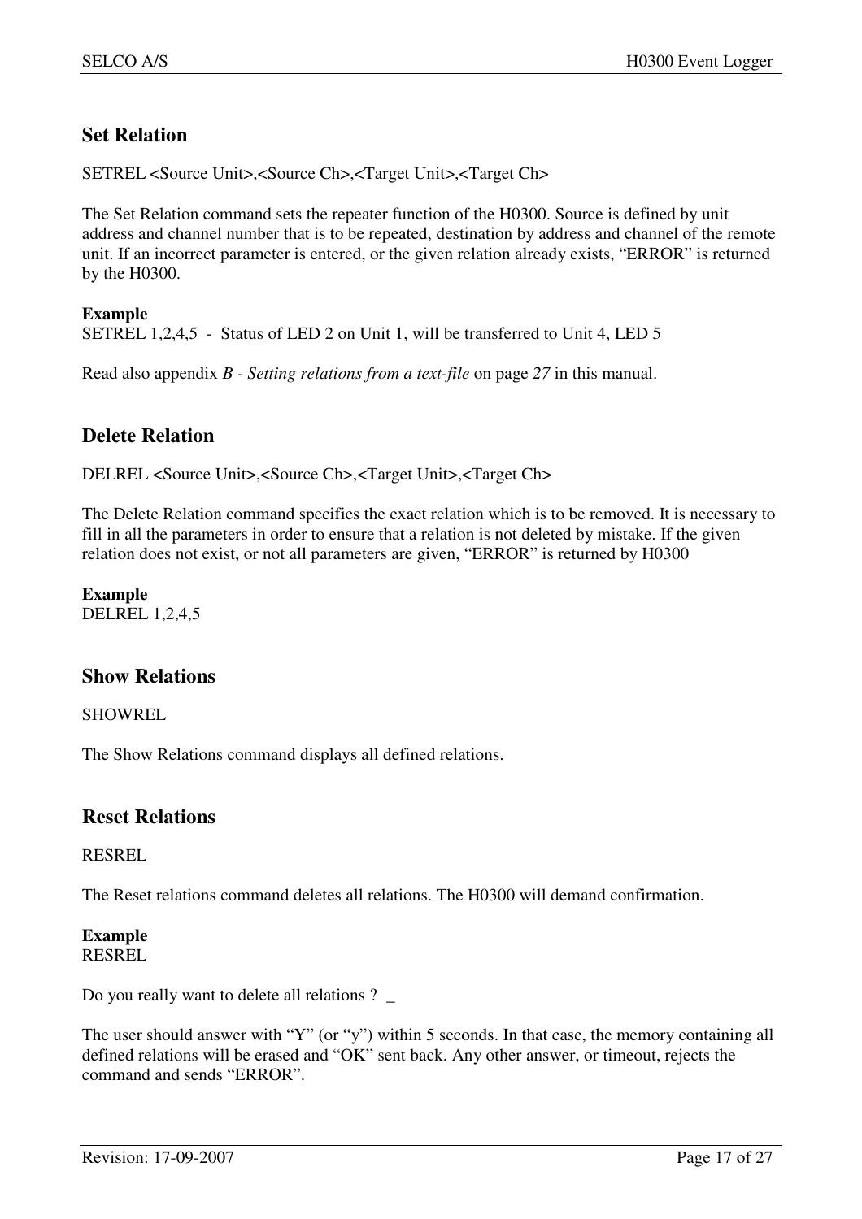## Set Relation

SETREL <Source Unit>,<Source Ch>,<Target Unit>,<Target Ch>

The Set Relation command sets the repeater function of the H0300. Source is defined by unit address and channel number that is to be repeated, destination by address and channel of the remote unit. If an incorrect parameter is entered, or the given relation already exists, "ERROR" is returned by the H0300.

**Example**
SETREL 1,2,4,5 - Status of LED 2 on Unit 1, will be transferred to Unit 4, LED 5

Read also appendix *B - Setting relations from a text-file* on page *27* in this manual.

## Delete Relation

DELREL <Source Unit>,<Source Ch>,<Target Unit>,<Target Ch>

The Delete Relation command specifies the exact relation which is to be removed. It is necessary to fill in all the parameters in order to ensure that a relation is not deleted by mistake. If the given relation does not exist, or not all parameters are given, "ERROR" is returned by H0300

**Example**
DELREL 1,2,4,5

## Show Relations

SHOWREL

The Show Relations command displays all defined relations.

## Reset Relations

RESREL

The Reset relations command deletes all relations. The H0300 will demand confirmation.

**Example**
RESREL

Do you really want to delete all relations ? _

The user should answer with "Y" (or "y") within 5 seconds. In that case, the memory containing all defined relations will be erased and "OK" sent back. Any other answer, or timeout, rejects the command and sends "ERROR".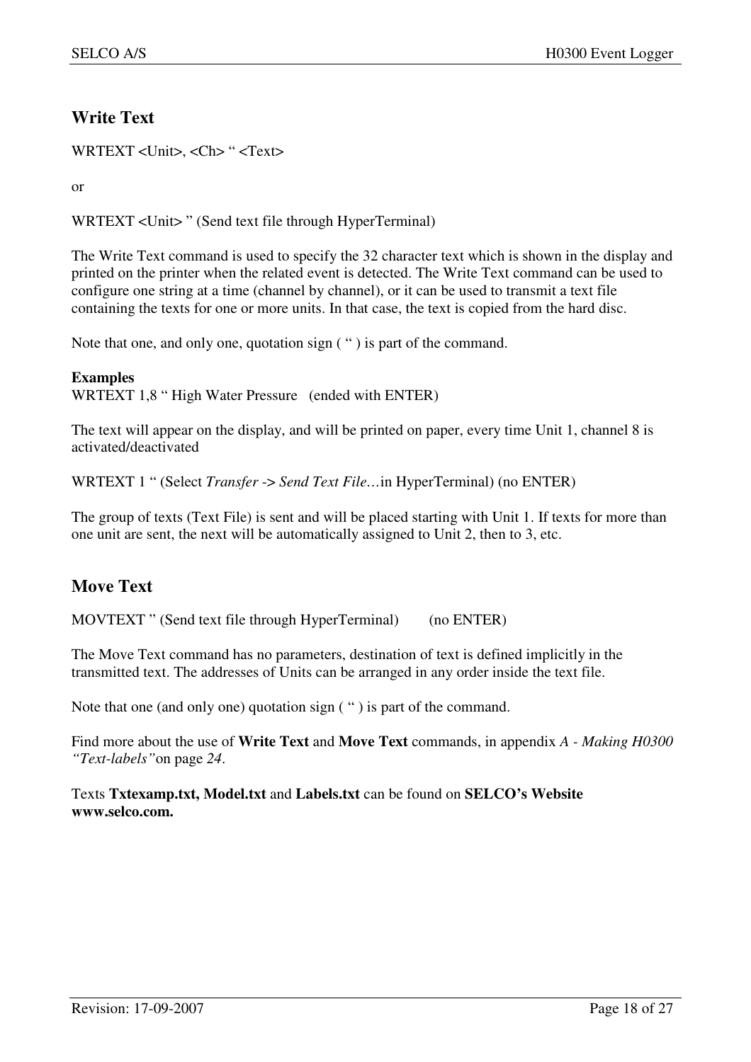## Write Text

WRTEXT <Unit>, <Ch> " <Text>

or

WRTEXT <Unit> " (Send text file through HyperTerminal)

The Write Text command is used to specify the 32 character text which is shown in the display and printed on the printer when the related event is detected. The Write Text command can be used to configure one string at a time (channel by channel), or it can be used to transmit a text file containing the texts for one or more units. In that case, the text is copied from the hard disc.

Note that one, and only one, quotation sign ( " ) is part of the command.

**Examples**
WRTEXT 1,8 " High Water Pressure   (ended with ENTER)

The text will appear on the display, and will be printed on paper, every time Unit 1, channel 8 is activated/deactivated

WRTEXT 1 " (Select *Transfer -> Send Text File…*in HyperTerminal) (no ENTER)

The group of texts (Text File) is sent and will be placed starting with Unit 1. If texts for more than one unit are sent, the next will be automatically assigned to Unit 2, then to 3, etc.

## Move Text

MOVTEXT " (Send text file through HyperTerminal)        (no ENTER)

The Move Text command has no parameters, destination of text is defined implicitly in the transmitted text. The addresses of Units can be arranged in any order inside the text file.

Note that one (and only one) quotation sign ( " ) is part of the command.

Find more about the use of **Write Text** and **Move Text** commands, in appendix *A - Making H0300 "Text-labels"*on page *24*.

Texts **Txtexamp.txt, Model.txt** and **Labels.txt** can be found on **SELCO's Website www.selco.com.**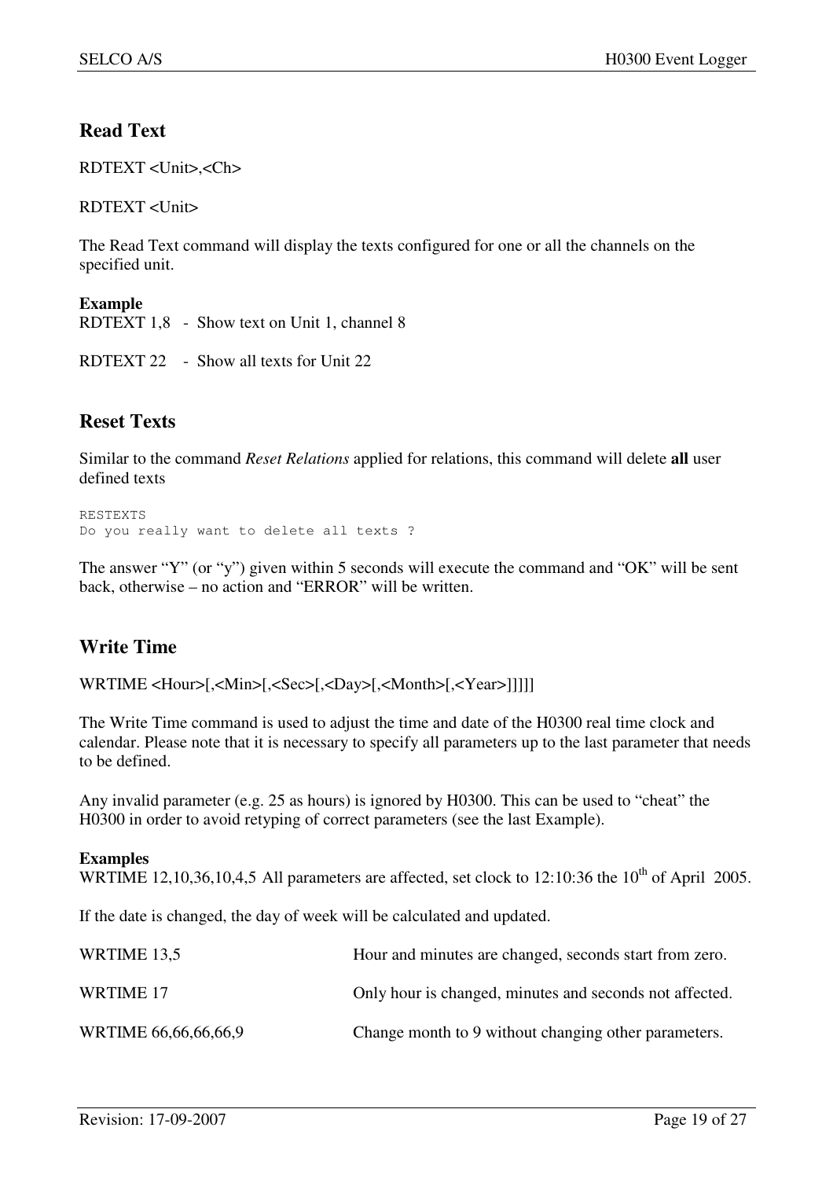## Read Text

RDTEXT <Unit>,<Ch>

RDTEXT <Unit>

The Read Text command will display the texts configured for one or all the channels on the specified unit.

**Example**
RDTEXT 1,8 - Show text on Unit 1, channel 8

RDTEXT 22 - Show all texts for Unit 22

## Reset Texts

Similar to the command *Reset Relations* applied for relations, this command will delete **all** user defined texts

```
RESTEXTS
Do you really want to delete all texts ?
```

The answer “Y” (or “y”) given within 5 seconds will execute the command and “OK” will be sent back, otherwise – no action and “ERROR” will be written.

## Write Time

WRTIME <Hour>[,<Min>[,<Sec>[,<Day>[,<Month>[,<Year>]]]]]

The Write Time command is used to adjust the time and date of the H0300 real time clock and calendar. Please note that it is necessary to specify all parameters up to the last parameter that needs to be defined.

Any invalid parameter (e.g. 25 as hours) is ignored by H0300. This can be used to “cheat” the H0300 in order to avoid retyping of correct parameters (see the last Example).

**Examples**
WRTIME 12,10,36,10,4,5 All parameters are affected, set clock to 12:10:36 the 10th of April 2005.

If the date is changed, the day of week will be calculated and updated.

| | |
|---|---|
| WRTIME 13,5 | Hour and minutes are changed, seconds start from zero. |
| WRTIME 17 | Only hour is changed, minutes and seconds not affected. |
| WRTIME 66,66,66,66,9 | Change month to 9 without changing other parameters. |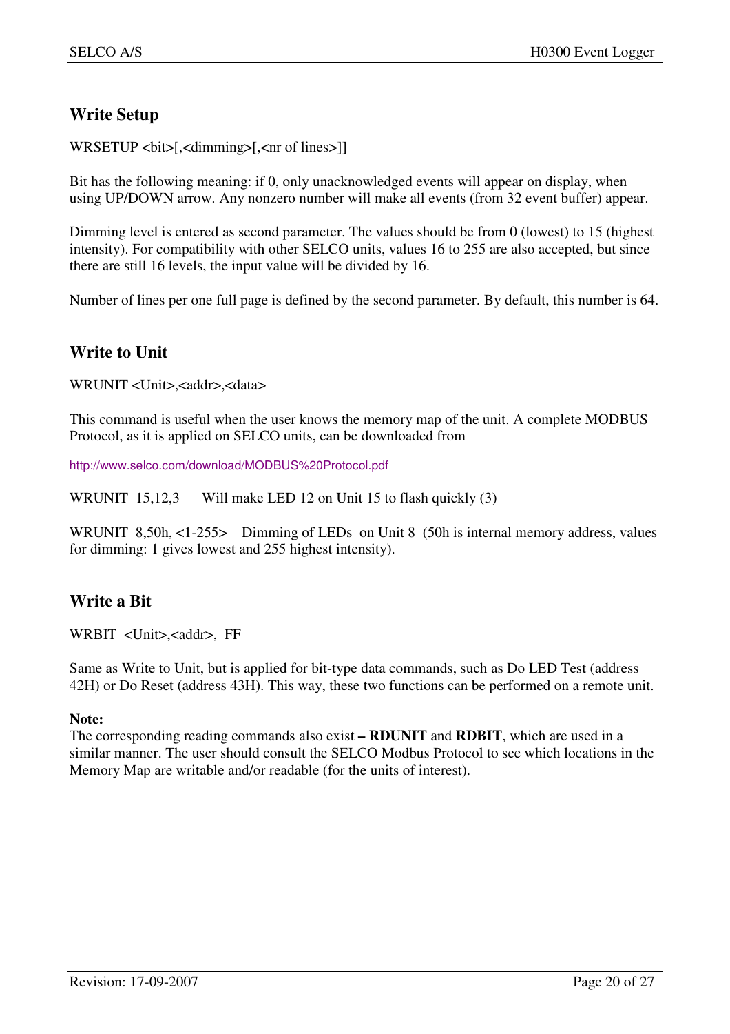## Write Setup

WRSETUP <bit>[,<dimming>[,<nr of lines>]]

Bit has the following meaning: if 0, only unacknowledged events will appear on display, when using UP/DOWN arrow. Any nonzero number will make all events (from 32 event buffer) appear.

Dimming level is entered as second parameter. The values should be from 0 (lowest) to 15 (highest intensity). For compatibility with other SELCO units, values 16 to 255 are also accepted, but since there are still 16 levels, the input value will be divided by 16.

Number of lines per one full page is defined by the second parameter. By default, this number is 64.

## Write to Unit

WRUNIT <Unit>,<addr>,<data>

This command is useful when the user knows the memory map of the unit. A complete MODBUS Protocol, as it is applied on SELCO units, can be downloaded from

http://www.selco.com/download/MODBUS%20Protocol.pdf

WRUNIT 15,12,3 Will make LED 12 on Unit 15 to flash quickly (3)

WRUNIT 8,50h, <1-255> Dimming of LEDs on Unit 8 (50h is internal memory address, values for dimming: 1 gives lowest and 255 highest intensity).

## Write a Bit

WRBIT <Unit>,<addr>, FF

Same as Write to Unit, but is applied for bit-type data commands, such as Do LED Test (address 42H) or Do Reset (address 43H). This way, these two functions can be performed on a remote unit.

**Note:**
The corresponding reading commands also exist **– RDUNIT** and **RDBIT**, which are used in a similar manner. The user should consult the SELCO Modbus Protocol to see which locations in the Memory Map are writable and/or readable (for the units of interest).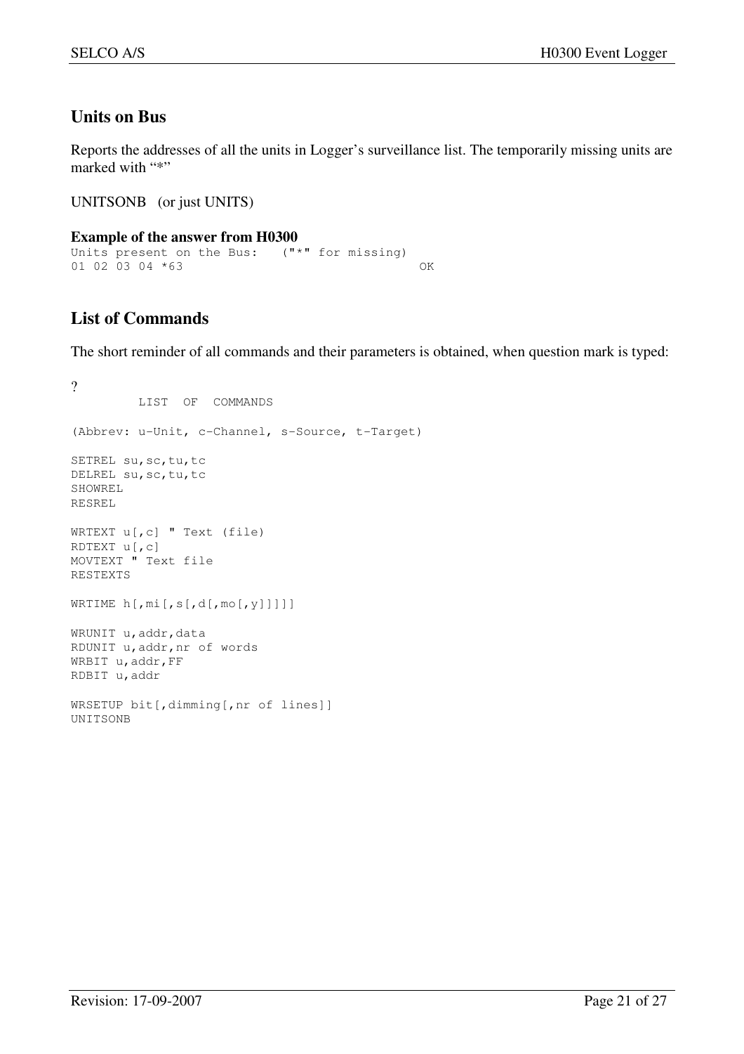## Units on Bus

Reports the addresses of all the units in Logger's surveillance list. The temporarily missing units are marked with "*"

UNITSONB   (or just UNITS)

**Example of the answer from H0300**

```
Units present on the Bus:   ("*" for missing)
01 02 03 04 *63                                 OK
```

## List of Commands

The short reminder of all commands and their parameters is obtained, when question mark is typed:

?

```
         LIST  OF  COMMANDS

(Abbrev: u-Unit, c-Channel, s-Source, t-Target)

SETREL su,sc,tu,tc
DELREL su,sc,tu,tc
SHOWREL
RESREL

WRTEXT u[,c] " Text (file)
RDTEXT u[,c]
MOVTEXT " Text file
RESTEXTS

WRTIME h[,mi[,s[,d[,mo[,y]]]]]

WRUNIT u,addr,data
RDUNIT u,addr,nr of words
WRBIT u,addr,FF
RDBIT u,addr

WRSETUP bit[,dimming[,nr of lines]]
UNITSONB
```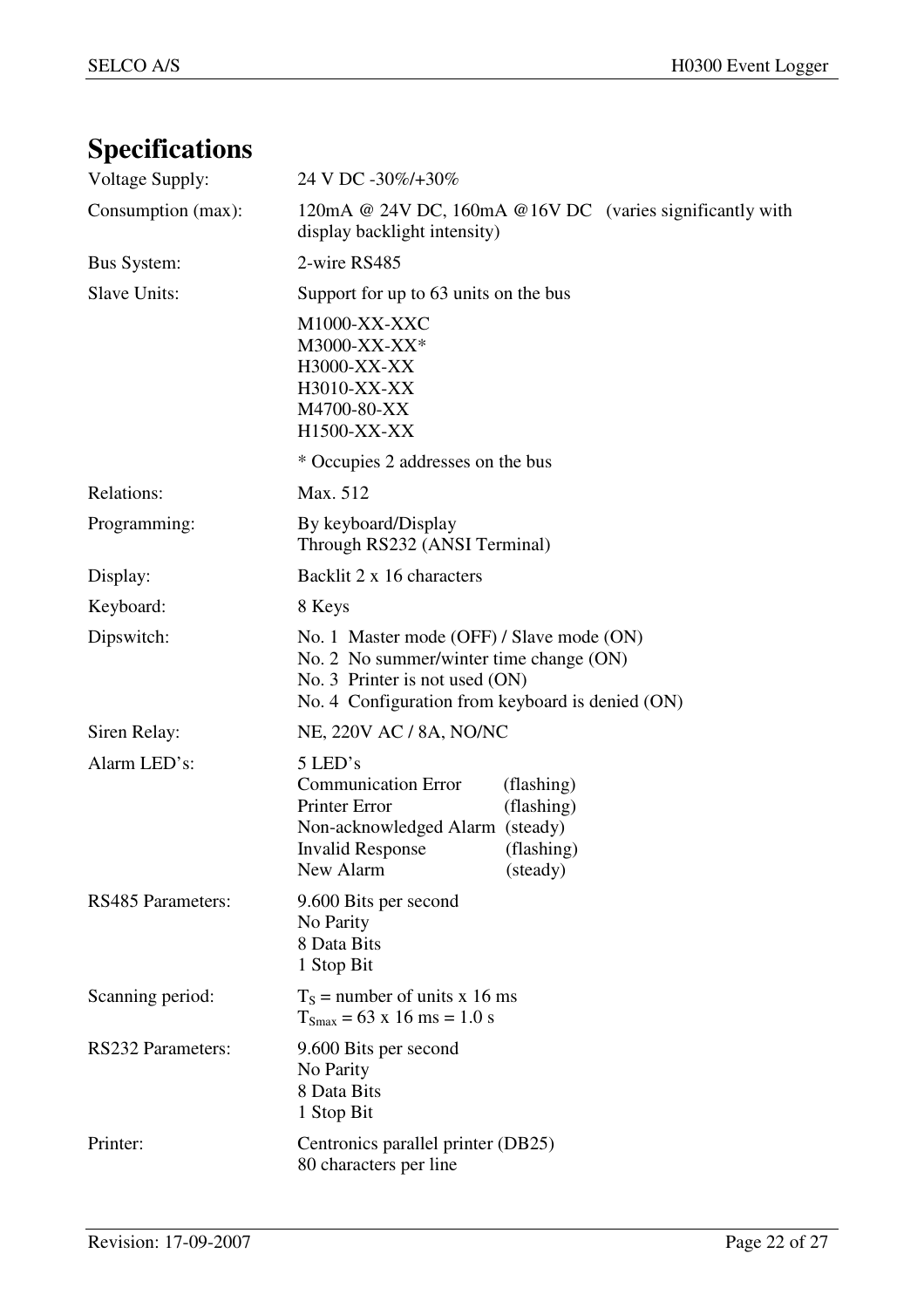# Specifications

| | |
|---|---|
| Voltage Supply: | 24 V DC -30%/+30% |
| Consumption (max): | 120mA @ 24V DC, 160mA @16V DC (varies significantly with display backlight intensity) |
| Bus System: | 2-wire RS485 |
| Slave Units: | Support for up to 63 units on the bus<br><br>M1000-XX-XXC<br>M3000-XX-XX*<br>H3000-XX-XX<br>H3010-XX-XX<br>M4700-80-XX<br>H1500-XX-XX<br><br>* Occupies 2 addresses on the bus |
| Relations: | Max. 512 |
| Programming: | By keyboard/Display<br>Through RS232 (ANSI Terminal) |
| Display: | Backlit 2 x 16 characters |
| Keyboard: | 8 Keys |
| Dipswitch: | No. 1 Master mode (OFF) / Slave mode (ON)<br>No. 2 No summer/winter time change (ON)<br>No. 3 Printer is not used (ON)<br>No. 4 Configuration from keyboard is denied (ON) |
| Siren Relay: | NE, 220V AC / 8A, NO/NC |
| Alarm LED's: | 5 LED's<br>Communication Error (flashing)<br>Printer Error (flashing)<br>Non-acknowledged Alarm (steady)<br>Invalid Response (flashing)<br>New Alarm (steady) |
| RS485 Parameters: | 9.600 Bits per second<br>No Parity<br>8 Data Bits<br>1 Stop Bit |
| Scanning period: | $T_S$ = number of units x 16 ms<br>$T_{Smax}$ = 63 x 16 ms = 1.0 s |
| RS232 Parameters: | 9.600 Bits per second<br>No Parity<br>8 Data Bits<br>1 Stop Bit |
| Printer: | Centronics parallel printer (DB25)<br>80 characters per line |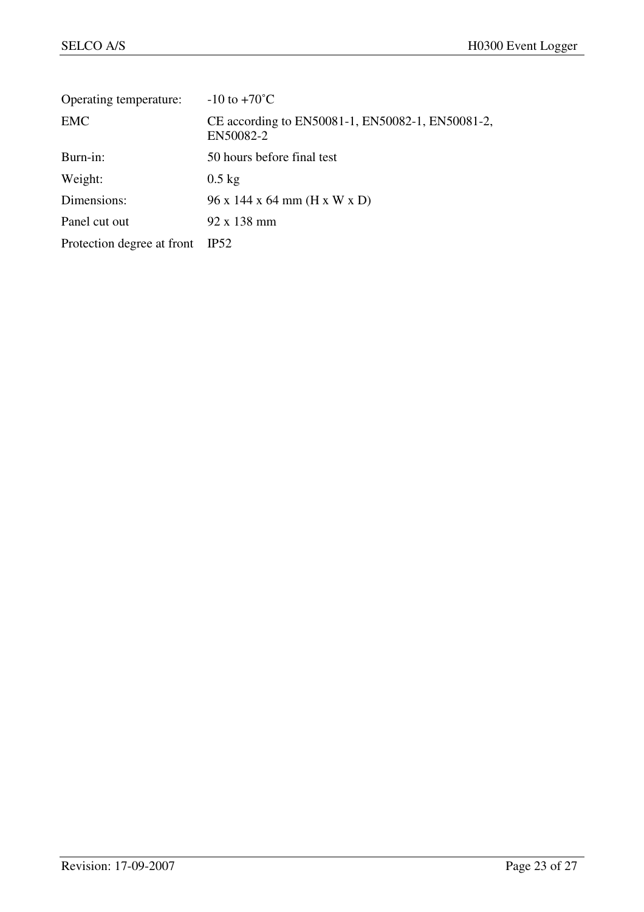| | |
|---|---|
| Operating temperature: | -10 to +70˚C |
| EMC | CE according to EN50081-1, EN50082-1, EN50081-2, EN50082-2 |
| Burn-in: | 50 hours before final test |
| Weight: | 0.5 kg |
| Dimensions: | 96 x 144 x 64 mm (H x W x D) |
| Panel cut out | 92 x 138 mm |
| Protection degree at front | IP52 |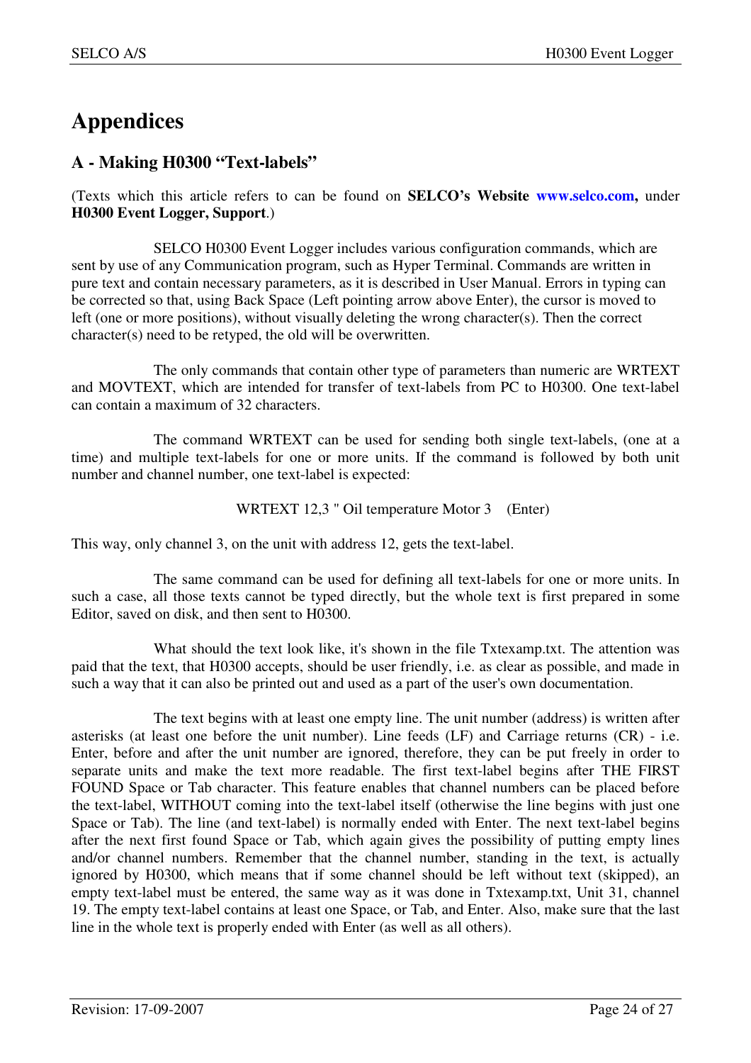# Appendices

## A - Making H0300 “Text-labels”

(Texts which this article refers to can be found on **SELCO’s Website** **www.selco.com,** under **H0300 Event Logger, Support**.)

SELCO H0300 Event Logger includes various configuration commands, which are sent by use of any Communication program, such as Hyper Terminal. Commands are written in pure text and contain necessary parameters, as it is described in User Manual. Errors in typing can be corrected so that, using Back Space (Left pointing arrow above Enter), the cursor is moved to left (one or more positions), without visually deleting the wrong character(s). Then the correct character(s) need to be retyped, the old will be overwritten.

The only commands that contain other type of parameters than numeric are WRTEXT and MOVTEXT, which are intended for transfer of text-labels from PC to H0300. One text-label can contain a maximum of 32 characters.

The command WRTEXT can be used for sending both single text-labels, (one at a time) and multiple text-labels for one or more units. If the command is followed by both unit number and channel number, one text-label is expected:

WRTEXT 12,3 " Oil temperature Motor 3 (Enter)

This way, only channel 3, on the unit with address 12, gets the text-label.

The same command can be used for defining all text-labels for one or more units. In such a case, all those texts cannot be typed directly, but the whole text is first prepared in some Editor, saved on disk, and then sent to H0300.

What should the text look like, it's shown in the file Txtexamp.txt. The attention was paid that the text, that H0300 accepts, should be user friendly, i.e. as clear as possible, and made in such a way that it can also be printed out and used as a part of the user's own documentation.

The text begins with at least one empty line. The unit number (address) is written after asterisks (at least one before the unit number). Line feeds (LF) and Carriage returns (CR) - i.e. Enter, before and after the unit number are ignored, therefore, they can be put freely in order to separate units and make the text more readable. The first text-label begins after THE FIRST FOUND Space or Tab character. This feature enables that channel numbers can be placed before the text-label, WITHOUT coming into the text-label itself (otherwise the line begins with just one Space or Tab). The line (and text-label) is normally ended with Enter. The next text-label begins after the next first found Space or Tab, which again gives the possibility of putting empty lines and/or channel numbers. Remember that the channel number, standing in the text, is actually ignored by H0300, which means that if some channel should be left without text (skipped), an empty text-label must be entered, the same way as it was done in Txtexamp.txt, Unit 31, channel 19. The empty text-label contains at least one Space, or Tab, and Enter. Also, make sure that the last line in the whole text is properly ended with Enter (as well as all others).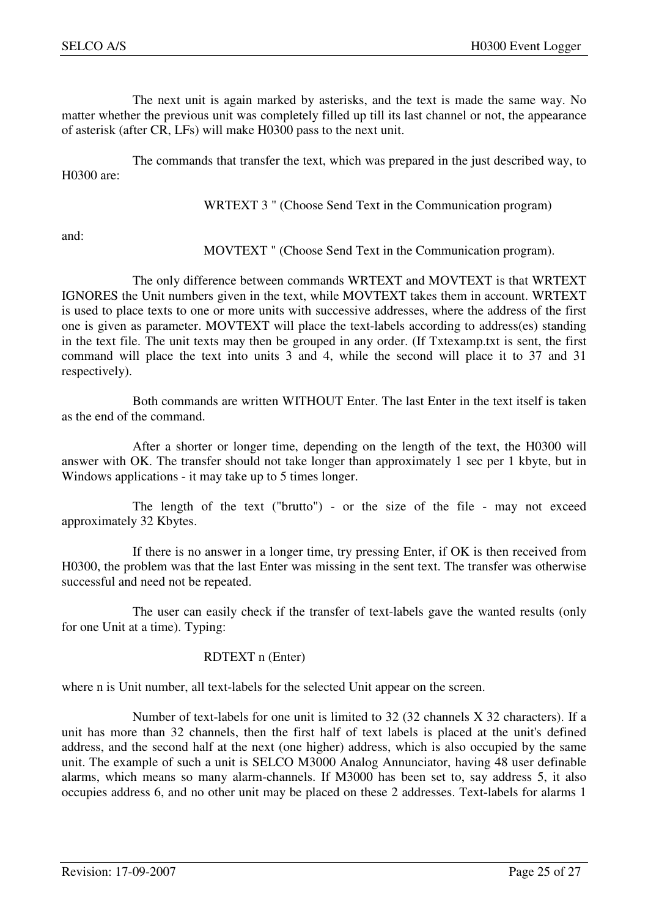The next unit is again marked by asterisks, and the text is made the same way. No matter whether the previous unit was completely filled up till its last channel or not, the appearance of asterisk (after CR, LFs) will make H0300 pass to the next unit.

The commands that transfer the text, which was prepared in the just described way, to H0300 are:

WRTEXT 3 " (Choose Send Text in the Communication program)

and:

MOVTEXT " (Choose Send Text in the Communication program).

The only difference between commands WRTEXT and MOVTEXT is that WRTEXT IGNORES the Unit numbers given in the text, while MOVTEXT takes them in account. WRTEXT is used to place texts to one or more units with successive addresses, where the address of the first one is given as parameter. MOVTEXT will place the text-labels according to address(es) standing in the text file. The unit texts may then be grouped in any order. (If Txtexamp.txt is sent, the first command will place the text into units 3 and 4, while the second will place it to 37 and 31 respectively).

Both commands are written WITHOUT Enter. The last Enter in the text itself is taken as the end of the command.

After a shorter or longer time, depending on the length of the text, the H0300 will answer with OK. The transfer should not take longer than approximately 1 sec per 1 kbyte, but in Windows applications - it may take up to 5 times longer.

The length of the text ("brutto") - or the size of the file - may not exceed approximately 32 Kbytes.

If there is no answer in a longer time, try pressing Enter, if OK is then received from H0300, the problem was that the last Enter was missing in the sent text. The transfer was otherwise successful and need not be repeated.

The user can easily check if the transfer of text-labels gave the wanted results (only for one Unit at a time). Typing:

RDTEXT n (Enter)

where n is Unit number, all text-labels for the selected Unit appear on the screen.

Number of text-labels for one unit is limited to 32 (32 channels X 32 characters). If a unit has more than 32 channels, then the first half of text labels is placed at the unit's defined address, and the second half at the next (one higher) address, which is also occupied by the same unit. The example of such a unit is SELCO M3000 Analog Annunciator, having 48 user definable alarms, which means so many alarm-channels. If M3000 has been set to, say address 5, it also occupies address 6, and no other unit may be placed on these 2 addresses. Text-labels for alarms 1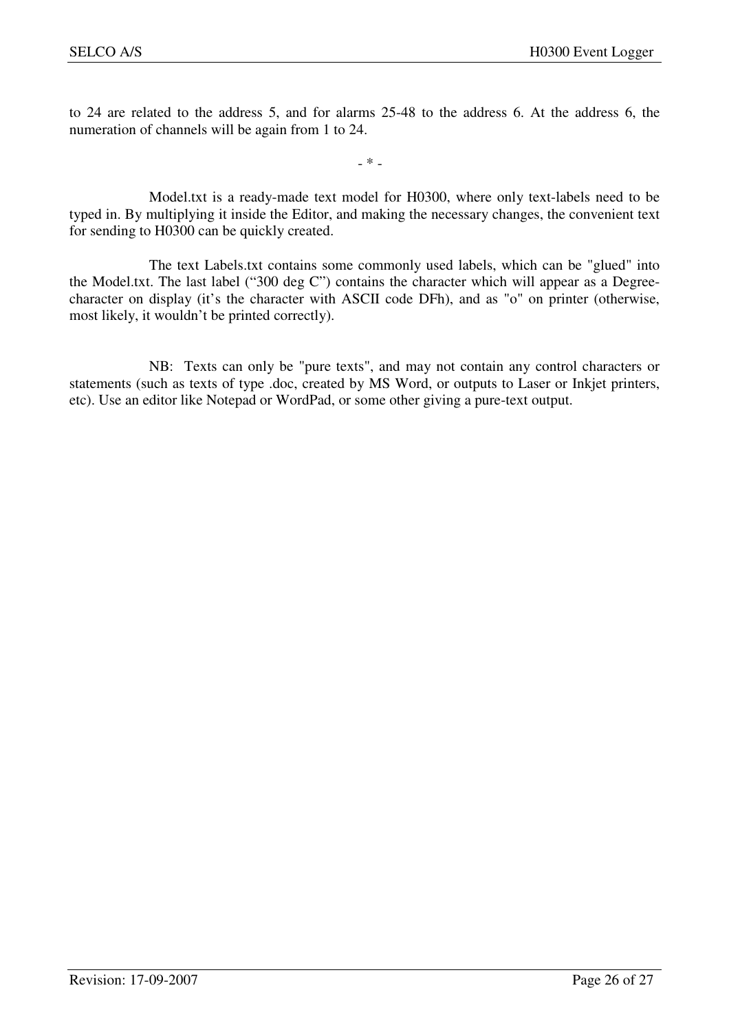to 24 are related to the address 5, and for alarms 25-48 to the address 6. At the address 6, the numeration of channels will be again from 1 to 24.

- * -

Model.txt is a ready-made text model for H0300, where only text-labels need to be typed in. By multiplying it inside the Editor, and making the necessary changes, the convenient text for sending to H0300 can be quickly created.

The text Labels.txt contains some commonly used labels, which can be "glued" into the Model.txt. The last label (“300 deg C”) contains the character which will appear as a Degree-character on display (it’s the character with ASCII code DFh), and as "o" on printer (otherwise, most likely, it wouldn’t be printed correctly).

NB: Texts can only be "pure texts", and may not contain any control characters or statements (such as texts of type .doc, created by MS Word, or outputs to Laser or Inkjet printers, etc). Use an editor like Notepad or WordPad, or some other giving a pure-text output.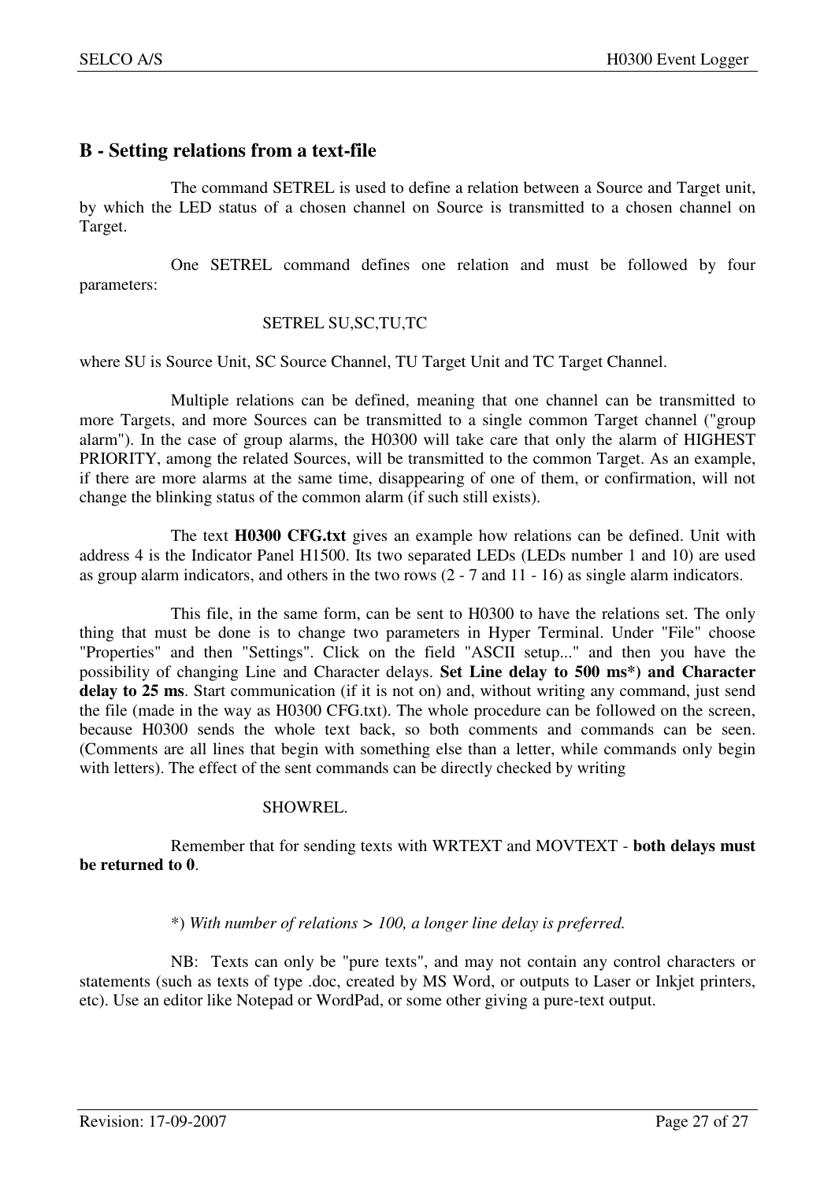## B - Setting relations from a text-file

The command SETREL is used to define a relation between a Source and Target unit, by which the LED status of a chosen channel on Source is transmitted to a chosen channel on Target.

One SETREL command defines one relation and must be followed by four parameters:

SETREL SU,SC,TU,TC

where SU is Source Unit, SC Source Channel, TU Target Unit and TC Target Channel.

Multiple relations can be defined, meaning that one channel can be transmitted to more Targets, and more Sources can be transmitted to a single common Target channel ("group alarm"). In the case of group alarms, the H0300 will take care that only the alarm of HIGHEST PRIORITY, among the related Sources, will be transmitted to the common Target. As an example, if there are more alarms at the same time, disappearing of one of them, or confirmation, will not change the blinking status of the common alarm (if such still exists).

The text **H0300 CFG.txt** gives an example how relations can be defined. Unit with address 4 is the Indicator Panel H1500. Its two separated LEDs (LEDs number 1 and 10) are used as group alarm indicators, and others in the two rows (2 - 7 and 11 - 16) as single alarm indicators.

This file, in the same form, can be sent to H0300 to have the relations set. The only thing that must be done is to change two parameters in Hyper Terminal. Under "File" choose "Properties" and then "Settings". Click on the field "ASCII setup..." and then you have the possibility of changing Line and Character delays. **Set Line delay to 500 ms*) and Character delay to 25 ms**. Start communication (if it is not on) and, without writing any command, just send the file (made in the way as H0300 CFG.txt). The whole procedure can be followed on the screen, because H0300 sends the whole text back, so both comments and commands can be seen. (Comments are all lines that begin with something else than a letter, while commands only begin with letters). The effect of the sent commands can be directly checked by writing

SHOWREL.

Remember that for sending texts with WRTEXT and MOVTEXT - **both delays must be returned to 0**.

*) *With number of relations > 100, a longer line delay is preferred.*

NB: Texts can only be "pure texts", and may not contain any control characters or statements (such as texts of type .doc, created by MS Word, or outputs to Laser or Inkjet printers, etc). Use an editor like Notepad or WordPad, or some other giving a pure-text output.